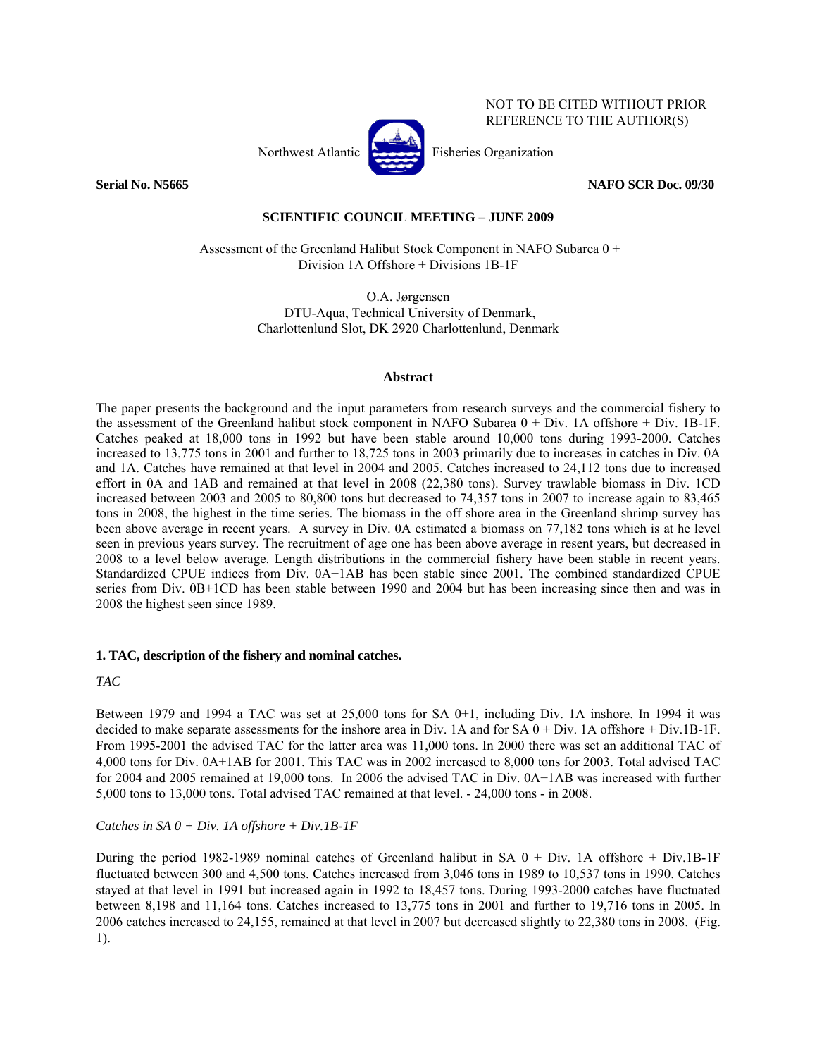NOT TO BE CITED WITHOUT PRIOR REFERENCE TO THE AUTHOR(S)

Northwest Atlantic Fisheries Organization

**Serial No. N5665** **NAFO SCR Doc. 09/30**

**SCIENTIFIC COUNCIL MEETING – JUNE 2009**

Assessment of the Greenland Halibut Stock Component in NAFO Subarea 0 + Division 1A Offshore + Divisions 1B-1F

O.A. Jørgensen
DTU-Aqua, Technical University of Denmark,
Charlottenlund Slot, DK 2920 Charlottenlund, Denmark

## Abstract

The paper presents the background and the input parameters from research surveys and the commercial fishery to the assessment of the Greenland halibut stock component in NAFO Subarea 0 + Div. 1A offshore + Div. 1B-1F. Catches peaked at 18,000 tons in 1992 but have been stable around 10,000 tons during 1993-2000. Catches increased to 13,775 tons in 2001 and further to 18,725 tons in 2003 primarily due to increases in catches in Div. 0A and 1A. Catches have remained at that level in 2004 and 2005. Catches increased to 24,112 tons due to increased effort in 0A and 1AB and remained at that level in 2008 (22,380 tons). Survey trawlable biomass in Div. 1CD increased between 2003 and 2005 to 80,800 tons but decreased to 74,357 tons in 2007 to increase again to 83,465 tons in 2008, the highest in the time series. The biomass in the off shore area in the Greenland shrimp survey has been above average in recent years. A survey in Div. 0A estimated a biomass on 77,182 tons which is at he level seen in previous years survey. The recruitment of age one has been above average in resent years, but decreased in 2008 to a level below average. Length distributions in the commercial fishery have been stable in recent years. Standardized CPUE indices from Div. 0A+1AB has been stable since 2001. The combined standardized CPUE series from Div. 0B+1CD has been stable between 1990 and 2004 but has been increasing since then and was in 2008 the highest seen since 1989.

## 1. TAC, description of the fishery and nominal catches.

*TAC*

Between 1979 and 1994 a TAC was set at 25,000 tons for SA 0+1, including Div. 1A inshore. In 1994 it was decided to make separate assessments for the inshore area in Div. 1A and for SA 0 + Div. 1A offshore + Div.1B-1F. From 1995-2001 the advised TAC for the latter area was 11,000 tons. In 2000 there was set an additional TAC of 4,000 tons for Div. 0A+1AB for 2001. This TAC was in 2002 increased to 8,000 tons for 2003. Total advised TAC for 2004 and 2005 remained at 19,000 tons. In 2006 the advised TAC in Div. 0A+1AB was increased with further 5,000 tons to 13,000 tons. Total advised TAC remained at that level. - 24,000 tons - in 2008.

*Catches in SA 0 + Div. 1A offshore + Div.1B-1F*

During the period 1982-1989 nominal catches of Greenland halibut in SA 0 + Div. 1A offshore + Div.1B-1F fluctuated between 300 and 4,500 tons. Catches increased from 3,046 tons in 1989 to 10,537 tons in 1990. Catches stayed at that level in 1991 but increased again in 1992 to 18,457 tons. During 1993-2000 catches have fluctuated between 8,198 and 11,164 tons. Catches increased to 13,775 tons in 2001 and further to 19,716 tons in 2005. In 2006 catches increased to 24,155, remained at that level in 2007 but decreased slightly to 22,380 tons in 2008. (Fig. 1).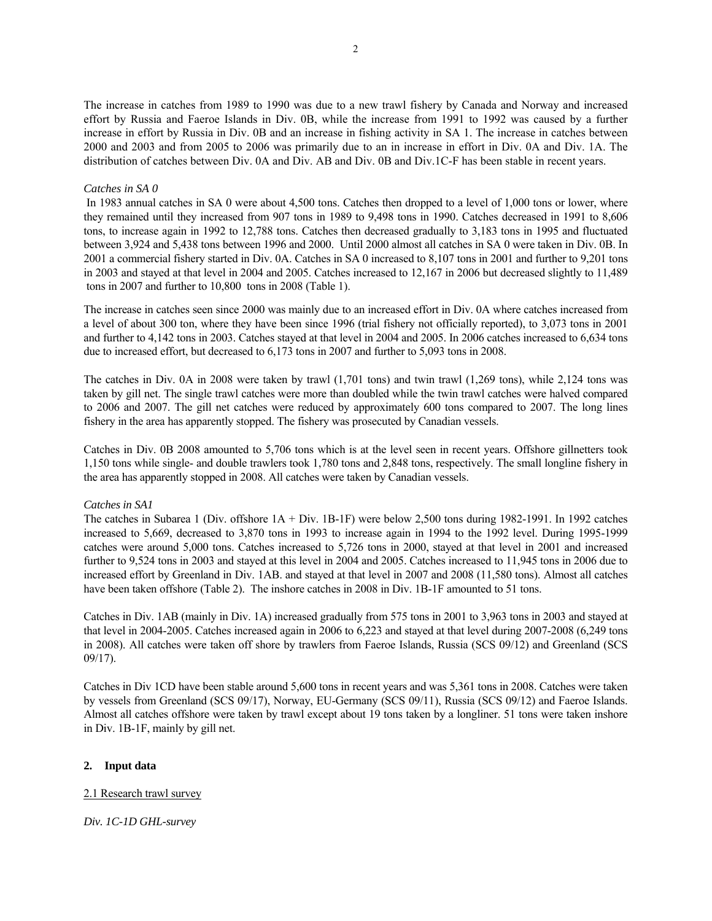The increase in catches from 1989 to 1990 was due to a new trawl fishery by Canada and Norway and increased effort by Russia and Faeroe Islands in Div. 0B, while the increase from 1991 to 1992 was caused by a further increase in effort by Russia in Div. 0B and an increase in fishing activity in SA 1. The increase in catches between 2000 and 2003 and from 2005 to 2006 was primarily due to an in increase in effort in Div. 0A and Div. 1A. The distribution of catches between Div. 0A and Div. AB and Div. 0B and Div.1C-F has been stable in recent years.

*Catches in SA 0*

In 1983 annual catches in SA 0 were about 4,500 tons. Catches then dropped to a level of 1,000 tons or lower, where they remained until they increased from 907 tons in 1989 to 9,498 tons in 1990. Catches decreased in 1991 to 8,606 tons, to increase again in 1992 to 12,788 tons. Catches then decreased gradually to 3,183 tons in 1995 and fluctuated between 3,924 and 5,438 tons between 1996 and 2000. Until 2000 almost all catches in SA 0 were taken in Div. 0B. In 2001 a commercial fishery started in Div. 0A. Catches in SA 0 increased to 8,107 tons in 2001 and further to 9,201 tons in 2003 and stayed at that level in 2004 and 2005. Catches increased to 12,167 in 2006 but decreased slightly to 11,489 tons in 2007 and further to 10,800 tons in 2008 (Table 1).

The increase in catches seen since 2000 was mainly due to an increased effort in Div. 0A where catches increased from a level of about 300 ton, where they have been since 1996 (trial fishery not officially reported), to 3,073 tons in 2001 and further to 4,142 tons in 2003. Catches stayed at that level in 2004 and 2005. In 2006 catches increased to 6,634 tons due to increased effort, but decreased to 6,173 tons in 2007 and further to 5,093 tons in 2008.

The catches in Div. 0A in 2008 were taken by trawl (1,701 tons) and twin trawl (1,269 tons), while 2,124 tons was taken by gill net. The single trawl catches were more than doubled while the twin trawl catches were halved compared to 2006 and 2007. The gill net catches were reduced by approximately 600 tons compared to 2007. The long lines fishery in the area has apparently stopped. The fishery was prosecuted by Canadian vessels.

Catches in Div. 0B 2008 amounted to 5,706 tons which is at the level seen in recent years. Offshore gillnetters took 1,150 tons while single- and double trawlers took 1,780 tons and 2,848 tons, respectively. The small longline fishery in the area has apparently stopped in 2008. All catches were taken by Canadian vessels.

*Catches in SA1*

The catches in Subarea 1 (Div. offshore 1A + Div. 1B-1F) were below 2,500 tons during 1982-1991. In 1992 catches increased to 5,669, decreased to 3,870 tons in 1993 to increase again in 1994 to the 1992 level. During 1995-1999 catches were around 5,000 tons. Catches increased to 5,726 tons in 2000, stayed at that level in 2001 and increased further to 9,524 tons in 2003 and stayed at this level in 2004 and 2005. Catches increased to 11,945 tons in 2006 due to increased effort by Greenland in Div. 1AB. and stayed at that level in 2007 and 2008 (11,580 tons). Almost all catches have been taken offshore (Table 2). The inshore catches in 2008 in Div. 1B-1F amounted to 51 tons.

Catches in Div. 1AB (mainly in Div. 1A) increased gradually from 575 tons in 2001 to 3,963 tons in 2003 and stayed at that level in 2004-2005. Catches increased again in 2006 to 6,223 and stayed at that level during 2007-2008 (6,249 tons in 2008). All catches were taken off shore by trawlers from Faeroe Islands, Russia (SCS 09/12) and Greenland (SCS 09/17).

Catches in Div 1CD have been stable around 5,600 tons in recent years and was 5,361 tons in 2008. Catches were taken by vessels from Greenland (SCS 09/17), Norway, EU-Germany (SCS 09/11), Russia (SCS 09/12) and Faeroe Islands. Almost all catches offshore were taken by trawl except about 19 tons taken by a longliner. 51 tons were taken inshore in Div. 1B-1F, mainly by gill net.

## 2. Input data

2.1 Research trawl survey

*Div. 1C-1D GHL-survey*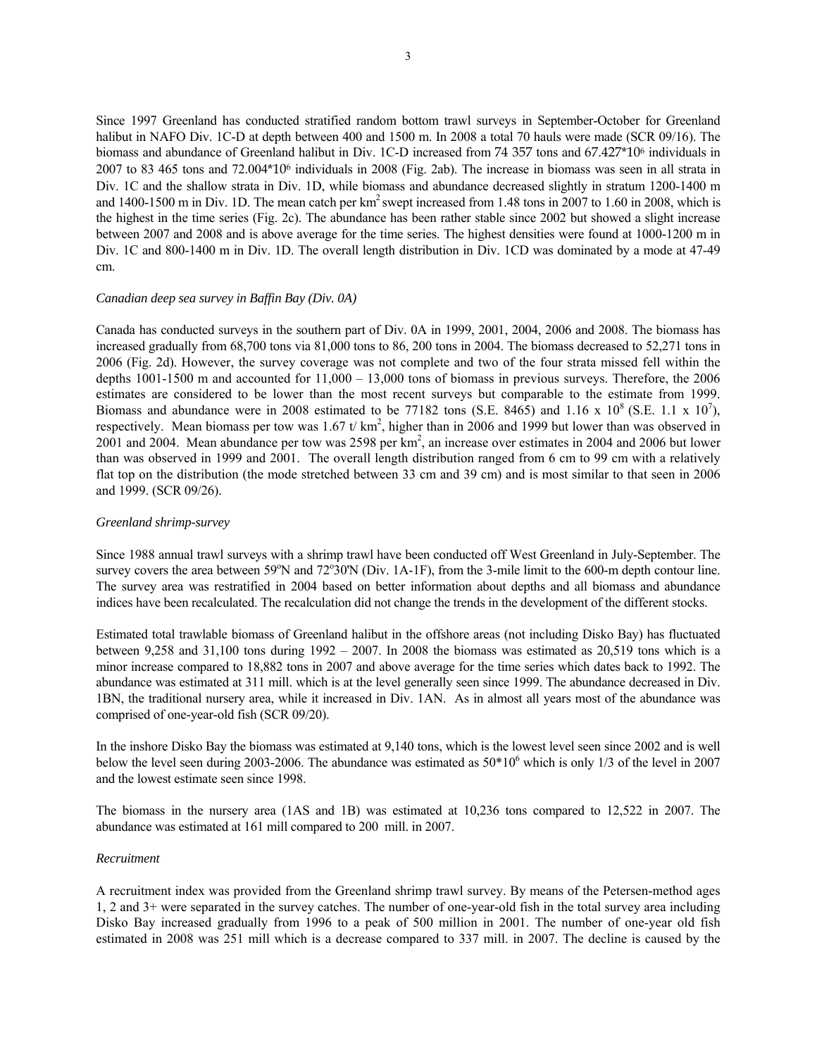Since 1997 Greenland has conducted stratified random bottom trawl surveys in September-October for Greenland halibut in NAFO Div. 1C-D at depth between 400 and 1500 m. In 2008 a total 70 hauls were made (SCR 09/16). The biomass and abundance of Greenland halibut in Div. 1C-D increased from 74 357 tons and 67.427*$10^6$ individuals in 2007 to 83 465 tons and 72.004*$10^6$ individuals in 2008 (Fig. 2ab). The increase in biomass was seen in all strata in Div. 1C and the shallow strata in Div. 1D, while biomass and abundance decreased slightly in stratum 1200-1400 m and 1400-1500 m in Div. 1D. The mean catch per $km^2$ swept increased from 1.48 tons in 2007 to 1.60 in 2008, which is the highest in the time series (Fig. 2c). The abundance has been rather stable since 2002 but showed a slight increase between 2007 and 2008 and is above average for the time series. The highest densities were found at 1000-1200 m in Div. 1C and 800-1400 m in Div. 1D. The overall length distribution in Div. 1CD was dominated by a mode at 47-49 cm.

*Canadian deep sea survey in Baffin Bay (Div. 0A)*

Canada has conducted surveys in the southern part of Div. 0A in 1999, 2001, 2004, 2006 and 2008. The biomass has increased gradually from 68,700 tons via 81,000 tons to 86, 200 tons in 2004. The biomass decreased to 52,271 tons in 2006 (Fig. 2d). However, the survey coverage was not complete and two of the four strata missed fell within the depths 1001-1500 m and accounted for 11,000 – 13,000 tons of biomass in previous surveys. Therefore, the 2006 estimates are considered to be lower than the most recent surveys but comparable to the estimate from 1999. Biomass and abundance were in 2008 estimated to be 77182 tons (S.E. 8465) and 1.16 x $10^8$ (S.E. 1.1 x $10^7$), respectively. Mean biomass per tow was 1.67 t/ $km^2$, higher than in 2006 and 1999 but lower than was observed in 2001 and 2004. Mean abundance per tow was 2598 per $km^2$, an increase over estimates in 2004 and 2006 but lower than was observed in 1999 and 2001. The overall length distribution ranged from 6 cm to 99 cm with a relatively flat top on the distribution (the mode stretched between 33 cm and 39 cm) and is most similar to that seen in 2006 and 1999. (SCR 09/26).

*Greenland shrimp-survey*

Since 1988 annual trawl surveys with a shrimp trawl have been conducted off West Greenland in July-September. The survey covers the area between 59ºN and 72º30'N (Div. 1A-1F), from the 3-mile limit to the 600-m depth contour line. The survey area was restratified in 2004 based on better information about depths and all biomass and abundance indices have been recalculated. The recalculation did not change the trends in the development of the different stocks.

Estimated total trawlable biomass of Greenland halibut in the offshore areas (not including Disko Bay) has fluctuated between 9,258 and 31,100 tons during 1992 – 2007. In 2008 the biomass was estimated as 20,519 tons which is a minor increase compared to 18,882 tons in 2007 and above average for the time series which dates back to 1992. The abundance was estimated at 311 mill. which is at the level generally seen since 1999. The abundance decreased in Div. 1BN, the traditional nursery area, while it increased in Div. 1AN. As in almost all years most of the abundance was comprised of one-year-old fish (SCR 09/20).

In the inshore Disko Bay the biomass was estimated at 9,140 tons, which is the lowest level seen since 2002 and is well below the level seen during 2003-2006. The abundance was estimated as 50*$10^6$ which is only 1/3 of the level in 2007 and the lowest estimate seen since 1998.

The biomass in the nursery area (1AS and 1B) was estimated at 10,236 tons compared to 12,522 in 2007. The abundance was estimated at 161 mill compared to 200 mill. in 2007.

*Recruitment*

A recruitment index was provided from the Greenland shrimp trawl survey. By means of the Petersen-method ages 1, 2 and 3+ were separated in the survey catches. The number of one-year-old fish in the total survey area including Disko Bay increased gradually from 1996 to a peak of 500 million in 2001. The number of one-year old fish estimated in 2008 was 251 mill which is a decrease compared to 337 mill. in 2007. The decline is caused by the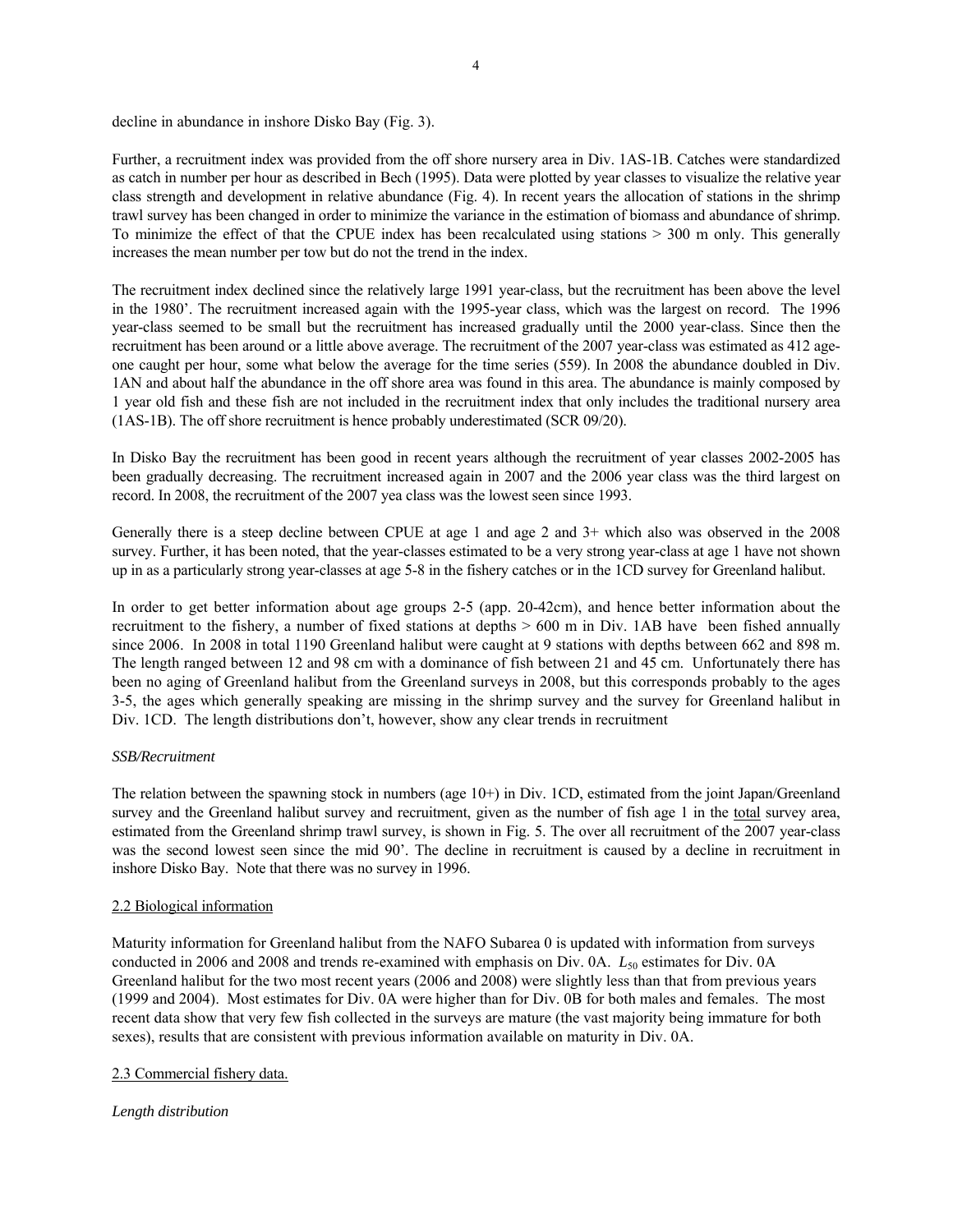decline in abundance in inshore Disko Bay (Fig. 3).

Further, a recruitment index was provided from the off shore nursery area in Div. 1AS-1B. Catches were standardized as catch in number per hour as described in Bech (1995). Data were plotted by year classes to visualize the relative year class strength and development in relative abundance (Fig. 4). In recent years the allocation of stations in the shrimp trawl survey has been changed in order to minimize the variance in the estimation of biomass and abundance of shrimp. To minimize the effect of that the CPUE index has been recalculated using stations > 300 m only. This generally increases the mean number per tow but do not the trend in the index.

The recruitment index declined since the relatively large 1991 year-class, but the recruitment has been above the level in the 1980'. The recruitment increased again with the 1995-year class, which was the largest on record. The 1996 year-class seemed to be small but the recruitment has increased gradually until the 2000 year-class. Since then the recruitment has been around or a little above average. The recruitment of the 2007 year-class was estimated as 412 age-one caught per hour, some what below the average for the time series (559). In 2008 the abundance doubled in Div. 1AN and about half the abundance in the off shore area was found in this area. The abundance is mainly composed by 1 year old fish and these fish are not included in the recruitment index that only includes the traditional nursery area (1AS-1B). The off shore recruitment is hence probably underestimated (SCR 09/20).

In Disko Bay the recruitment has been good in recent years although the recruitment of year classes 2002-2005 has been gradually decreasing. The recruitment increased again in 2007 and the 2006 year class was the third largest on record. In 2008, the recruitment of the 2007 yea class was the lowest seen since 1993.

Generally there is a steep decline between CPUE at age 1 and age 2 and 3+ which also was observed in the 2008 survey. Further, it has been noted, that the year-classes estimated to be a very strong year-class at age 1 have not shown up in as a particularly strong year-classes at age 5-8 in the fishery catches or in the 1CD survey for Greenland halibut.

In order to get better information about age groups 2-5 (app. 20-42cm), and hence better information about the recruitment to the fishery, a number of fixed stations at depths > 600 m in Div. 1AB have been fished annually since 2006. In 2008 in total 1190 Greenland halibut were caught at 9 stations with depths between 662 and 898 m. The length ranged between 12 and 98 cm with a dominance of fish between 21 and 45 cm. Unfortunately there has been no aging of Greenland halibut from the Greenland surveys in 2008, but this corresponds probably to the ages 3-5, the ages which generally speaking are missing in the shrimp survey and the survey for Greenland halibut in Div. 1CD. The length distributions don't, however, show any clear trends in recruitment

*SSB/Recruitment*

The relation between the spawning stock in numbers (age 10+) in Div. 1CD, estimated from the joint Japan/Greenland survey and the Greenland halibut survey and recruitment, given as the number of fish age 1 in the total survey area, estimated from the Greenland shrimp trawl survey, is shown in Fig. 5. The over all recruitment of the 2007 year-class was the second lowest seen since the mid 90'. The decline in recruitment is caused by a decline in recruitment in inshore Disko Bay. Note that there was no survey in 1996.

## 2.2 Biological information

Maturity information for Greenland halibut from the NAFO Subarea 0 is updated with information from surveys conducted in 2006 and 2008 and trends re-examined with emphasis on Div. 0A. $L_{50}$ estimates for Div. 0A Greenland halibut for the two most recent years (2006 and 2008) were slightly less than that from previous years (1999 and 2004). Most estimates for Div. 0A were higher than for Div. 0B for both males and females. The most recent data show that very few fish collected in the surveys are mature (the vast majority being immature for both sexes), results that are consistent with previous information available on maturity in Div. 0A.

## 2.3 Commercial fishery data.

*Length distribution*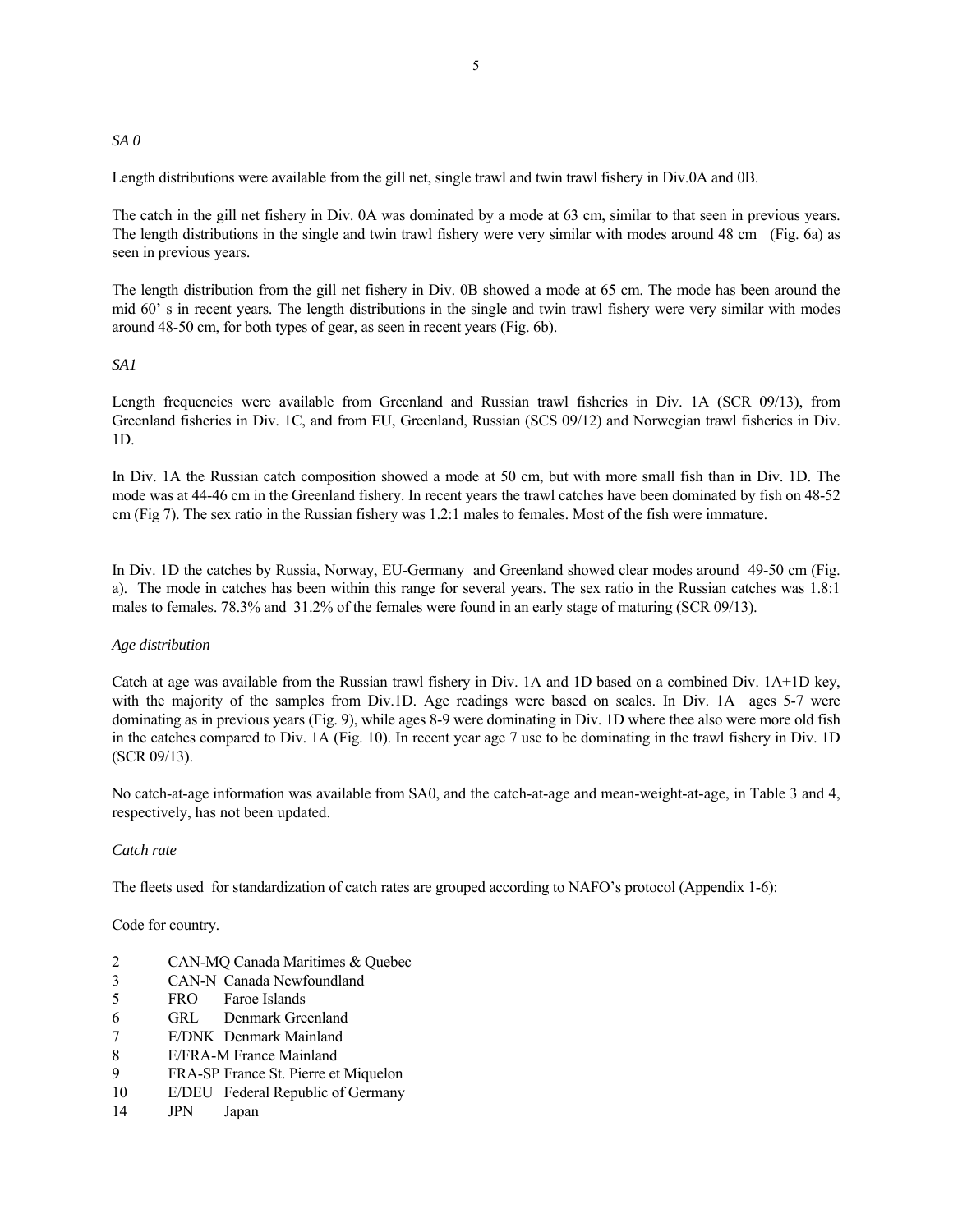*SA 0*

Length distributions were available from the gill net, single trawl and twin trawl fishery in Div.0A and 0B.

The catch in the gill net fishery in Div. 0A was dominated by a mode at 63 cm, similar to that seen in previous years. The length distributions in the single and twin trawl fishery were very similar with modes around 48 cm (Fig. 6a) as seen in previous years.

The length distribution from the gill net fishery in Div. 0B showed a mode at 65 cm. The mode has been around the mid 60' s in recent years. The length distributions in the single and twin trawl fishery were very similar with modes around 48-50 cm, for both types of gear, as seen in recent years (Fig. 6b).

*SA1*

Length frequencies were available from Greenland and Russian trawl fisheries in Div. 1A (SCR 09/13), from Greenland fisheries in Div. 1C, and from EU, Greenland, Russian (SCS 09/12) and Norwegian trawl fisheries in Div. 1D.

In Div. 1A the Russian catch composition showed a mode at 50 cm, but with more small fish than in Div. 1D. The mode was at 44-46 cm in the Greenland fishery. In recent years the trawl catches have been dominated by fish on 48-52 cm (Fig 7). The sex ratio in the Russian fishery was 1.2:1 males to females. Most of the fish were immature.

In Div. 1D the catches by Russia, Norway, EU-Germany and Greenland showed clear modes around 49-50 cm (Fig. a). The mode in catches has been within this range for several years. The sex ratio in the Russian catches was 1.8:1 males to females. 78.3% and 31.2% of the females were found in an early stage of maturing (SCR 09/13).

*Age distribution*

Catch at age was available from the Russian trawl fishery in Div. 1A and 1D based on a combined Div. 1A+1D key, with the majority of the samples from Div.1D. Age readings were based on scales. In Div. 1A ages 5-7 were dominating as in previous years (Fig. 9), while ages 8-9 were dominating in Div. 1D where thee also were more old fish in the catches compared to Div. 1A (Fig. 10). In recent year age 7 use to be dominating in the trawl fishery in Div. 1D (SCR 09/13).

No catch-at-age information was available from SA0, and the catch-at-age and mean-weight-at-age, in Table 3 and 4, respectively, has not been updated.

*Catch rate*

The fleets used for standardization of catch rates are grouped according to NAFO's protocol (Appendix 1-6):

Code for country.

| | | |
|---|---|---|
| 2 | CAN-MQ | Canada Maritimes & Quebec |
| 3 | CAN-N | Canada Newfoundland |
| 5 | FRO | Faroe Islands |
| 6 | GRL | Denmark Greenland |
| 7 | E/DNK | Denmark Mainland |
| 8 | E/FRA-M | France Mainland |
| 9 | FRA-SP | France St. Pierre et Miquelon |
| 10 | E/DEU | Federal Republic of Germany |
| 14 | JPN | Japan |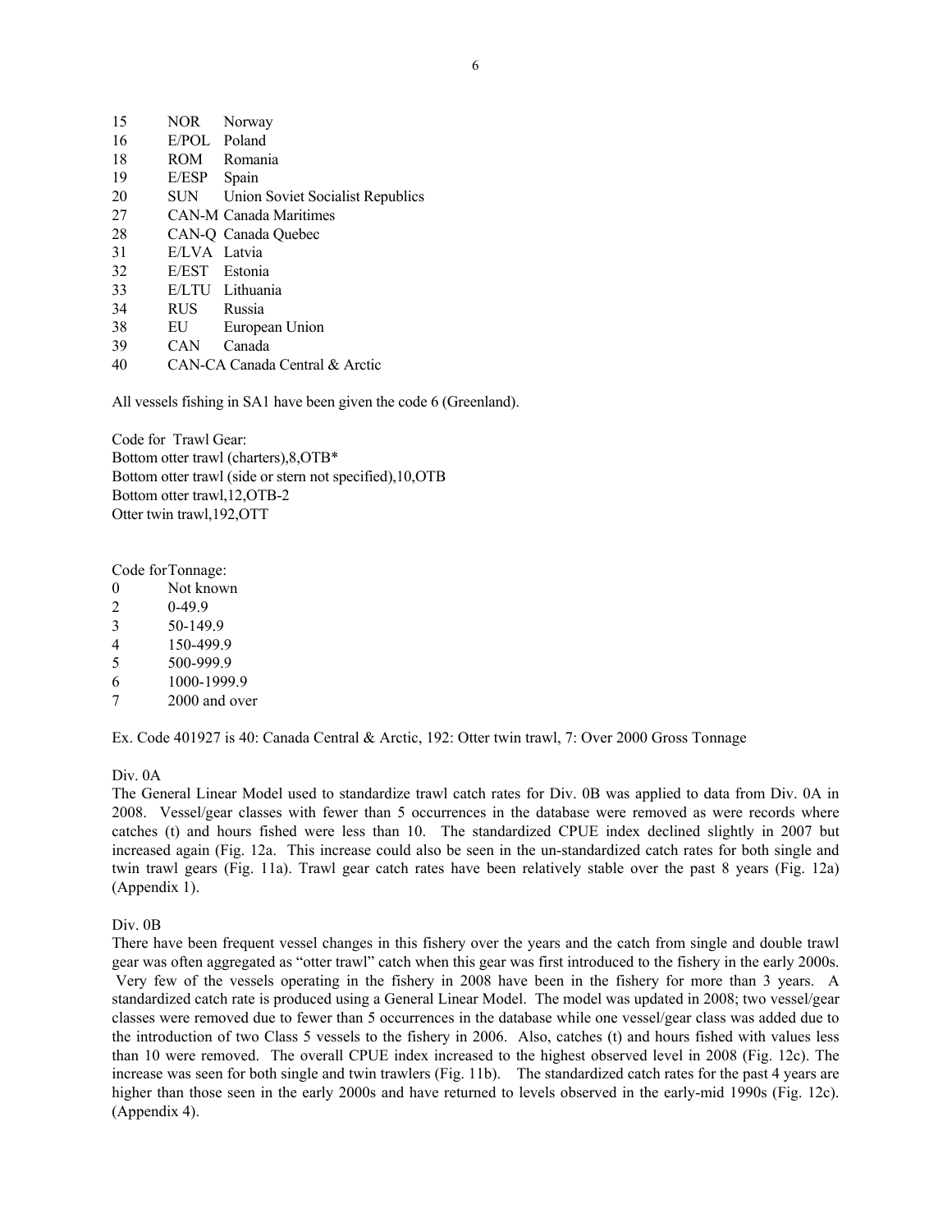| | | |
|---|---|---|
| 15 | NOR | Norway |
| 16 | E/POL | Poland |
| 18 | ROM | Romania |
| 19 | E/ESP | Spain |
| 20 | SUN | Union Soviet Socialist Republics |
| 27 | CAN-M | Canada Maritimes |
| 28 | CAN-Q | Canada Quebec |
| 31 | E/LVA | Latvia |
| 32 | E/EST | Estonia |
| 33 | E/LTU | Lithuania |
| 34 | RUS | Russia |
| 38 | EU | European Union |
| 39 | CAN | Canada |
| 40 | CAN-CA | Canada Central & Arctic |

All vessels fishing in SA1 have been given the code 6 (Greenland).

Code for Trawl Gear:
Bottom otter trawl (charters),8,OTB*
Bottom otter trawl (side or stern not specified),10,OTB
Bottom otter trawl,12,OTB-2
Otter twin trawl,192,OTT

Code for Tonnage:

| | |
|---|---|
| 0 | Not known |
| 2 | 0-49.9 |
| 3 | 50-149.9 |
| 4 | 150-499.9 |
| 5 | 500-999.9 |
| 6 | 1000-1999.9 |
| 7 | 2000 and over |

Ex. Code 401927 is 40: Canada Central & Arctic, 192: Otter twin trawl, 7: Over 2000 Gross Tonnage

Div. 0A

The General Linear Model used to standardize trawl catch rates for Div. 0B was applied to data from Div. 0A in 2008. Vessel/gear classes with fewer than 5 occurrences in the database were removed as were records where catches (t) and hours fished were less than 10. The standardized CPUE index declined slightly in 2007 but increased again (Fig. 12a. This increase could also be seen in the un-standardized catch rates for both single and twin trawl gears (Fig. 11a). Trawl gear catch rates have been relatively stable over the past 8 years (Fig. 12a) (Appendix 1).

Div. 0B

There have been frequent vessel changes in this fishery over the years and the catch from single and double trawl gear was often aggregated as "otter trawl" catch when this gear was first introduced to the fishery in the early 2000s. Very few of the vessels operating in the fishery in 2008 have been in the fishery for more than 3 years. A standardized catch rate is produced using a General Linear Model. The model was updated in 2008; two vessel/gear classes were removed due to fewer than 5 occurrences in the database while one vessel/gear class was added due to the introduction of two Class 5 vessels to the fishery in 2006. Also, catches (t) and hours fished with values less than 10 were removed. The overall CPUE index increased to the highest observed level in 2008 (Fig. 12c). The increase was seen for both single and twin trawlers (Fig. 11b). The standardized catch rates for the past 4 years are higher than those seen in the early 2000s and have returned to levels observed in the early-mid 1990s (Fig. 12c). (Appendix 4).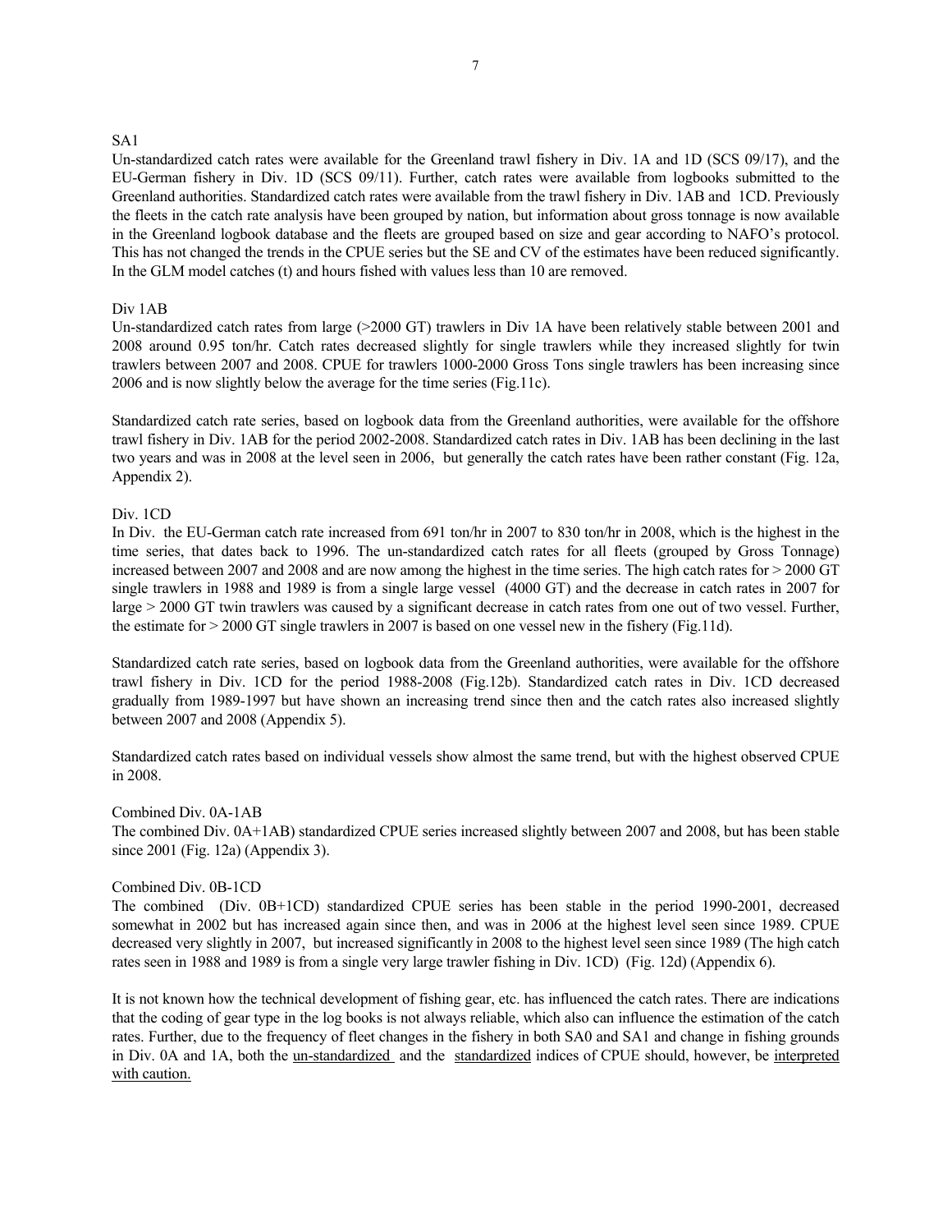## SA1

Un-standardized catch rates were available for the Greenland trawl fishery in Div. 1A and 1D (SCS 09/17), and the EU-German fishery in Div. 1D (SCS 09/11). Further, catch rates were available from logbooks submitted to the Greenland authorities. Standardized catch rates were available from the trawl fishery in Div. 1AB and 1CD. Previously the fleets in the catch rate analysis have been grouped by nation, but information about gross tonnage is now available in the Greenland logbook database and the fleets are grouped based on size and gear according to NAFO's protocol. This has not changed the trends in the CPUE series but the SE and CV of the estimates have been reduced significantly. In the GLM model catches (t) and hours fished with values less than 10 are removed.

### Div 1AB

Un-standardized catch rates from large (>2000 GT) trawlers in Div 1A have been relatively stable between 2001 and 2008 around 0.95 ton/hr. Catch rates decreased slightly for single trawlers while they increased slightly for twin trawlers between 2007 and 2008. CPUE for trawlers 1000-2000 Gross Tons single trawlers has been increasing since 2006 and is now slightly below the average for the time series (Fig.11c).

Standardized catch rate series, based on logbook data from the Greenland authorities, were available for the offshore trawl fishery in Div. 1AB for the period 2002-2008. Standardized catch rates in Div. 1AB has been declining in the last two years and was in 2008 at the level seen in 2006, but generally the catch rates have been rather constant (Fig. 12a, Appendix 2).

### Div. 1CD

In Div. the EU-German catch rate increased from 691 ton/hr in 2007 to 830 ton/hr in 2008, which is the highest in the time series, that dates back to 1996. The un-standardized catch rates for all fleets (grouped by Gross Tonnage) increased between 2007 and 2008 and are now among the highest in the time series. The high catch rates for > 2000 GT single trawlers in 1988 and 1989 is from a single large vessel (4000 GT) and the decrease in catch rates in 2007 for large > 2000 GT twin trawlers was caused by a significant decrease in catch rates from one out of two vessel. Further, the estimate for > 2000 GT single trawlers in 2007 is based on one vessel new in the fishery (Fig.11d).

Standardized catch rate series, based on logbook data from the Greenland authorities, were available for the offshore trawl fishery in Div. 1CD for the period 1988-2008 (Fig.12b). Standardized catch rates in Div. 1CD decreased gradually from 1989-1997 but have shown an increasing trend since then and the catch rates also increased slightly between 2007 and 2008 (Appendix 5).

Standardized catch rates based on individual vessels show almost the same trend, but with the highest observed CPUE in 2008.

### Combined Div. 0A-1AB

The combined Div. 0A+1AB) standardized CPUE series increased slightly between 2007 and 2008, but has been stable since 2001 (Fig. 12a) (Appendix 3).

### Combined Div. 0B-1CD

The combined (Div. 0B+1CD) standardized CPUE series has been stable in the period 1990-2001, decreased somewhat in 2002 but has increased again since then, and was in 2006 at the highest level seen since 1989. CPUE decreased very slightly in 2007, but increased significantly in 2008 to the highest level seen since 1989 (The high catch rates seen in 1988 and 1989 is from a single very large trawler fishing in Div. 1CD) (Fig. 12d) (Appendix 6).

It is not known how the technical development of fishing gear, etc. has influenced the catch rates. There are indications that the coding of gear type in the log books is not always reliable, which also can influence the estimation of the catch rates. Further, due to the frequency of fleet changes in the fishery in both SA0 and SA1 and change in fishing grounds in Div. 0A and 1A, both the un-standardized and the standardized indices of CPUE should, however, be interpreted with caution.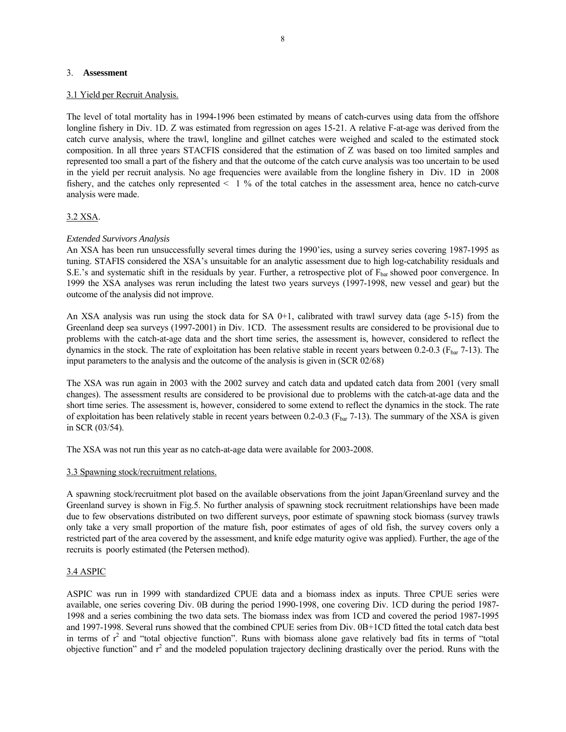## 3. **Assessment**

### 3.1 Yield per Recruit Analysis.

The level of total mortality has in 1994-1996 been estimated by means of catch-curves using data from the offshore longline fishery in Div. 1D. Z was estimated from regression on ages 15-21. A relative F-at-age was derived from the catch curve analysis, where the trawl, longline and gillnet catches were weighed and scaled to the estimated stock composition. In all three years STACFIS considered that the estimation of Z was based on too limited samples and represented too small a part of the fishery and that the outcome of the catch curve analysis was too uncertain to be used in the yield per recruit analysis. No age frequencies were available from the longline fishery in Div. 1D in 2008 fishery, and the catches only represented < 1 % of the total catches in the assessment area, hence no catch-curve analysis were made.

### 3.2 XSA.

*Extended Survivors Analysis*

An XSA has been run unsuccessfully several times during the 1990'ies, using a survey series covering 1987-1995 as tuning. STAFIS considered the XSA's unsuitable for an analytic assessment due to high log-catchability residuals and S.E.'s and systematic shift in the residuals by year. Further, a retrospective plot of $F_{bar}$ showed poor convergence. In 1999 the XSA analyses was rerun including the latest two years surveys (1997-1998, new vessel and gear) but the outcome of the analysis did not improve.

An XSA analysis was run using the stock data for SA 0+1, calibrated with trawl survey data (age 5-15) from the Greenland deep sea surveys (1997-2001) in Div. 1CD. The assessment results are considered to be provisional due to problems with the catch-at-age data and the short time series, the assessment is, however, considered to reflect the dynamics in the stock. The rate of exploitation has been relative stable in recent years between 0.2-0.3 ($F_{bar}$ 7-13). The input parameters to the analysis and the outcome of the analysis is given in (SCR 02/68)

The XSA was run again in 2003 with the 2002 survey and catch data and updated catch data from 2001 (very small changes). The assessment results are considered to be provisional due to problems with the catch-at-age data and the short time series. The assessment is, however, considered to some extend to reflect the dynamics in the stock. The rate of exploitation has been relatively stable in recent years between 0.2-0.3 ($F_{bar}$ 7-13). The summary of the XSA is given in SCR (03/54).

The XSA was not run this year as no catch-at-age data were available for 2003-2008.

### 3.3 Spawning stock/recruitment relations.

A spawning stock/recruitment plot based on the available observations from the joint Japan/Greenland survey and the Greenland survey is shown in Fig.5. No further analysis of spawning stock recruitment relationships have been made due to few observations distributed on two different surveys, poor estimate of spawning stock biomass (survey trawls only take a very small proportion of the mature fish, poor estimates of ages of old fish, the survey covers only a restricted part of the area covered by the assessment, and knife edge maturity ogive was applied). Further, the age of the recruits is poorly estimated (the Petersen method).

### 3.4 ASPIC

ASPIC was run in 1999 with standardized CPUE data and a biomass index as inputs. Three CPUE series were available, one series covering Div. 0B during the period 1990-1998, one covering Div. 1CD during the period 1987-1998 and a series combining the two data sets. The biomass index was from 1CD and covered the period 1987-1995 and 1997-1998. Several runs showed that the combined CPUE series from Div. 0B+1CD fitted the total catch data best in terms of $r^2$ and "total objective function". Runs with biomass alone gave relatively bad fits in terms of "total objective function" and $r^2$ and the modeled population trajectory declining drastically over the period. Runs with the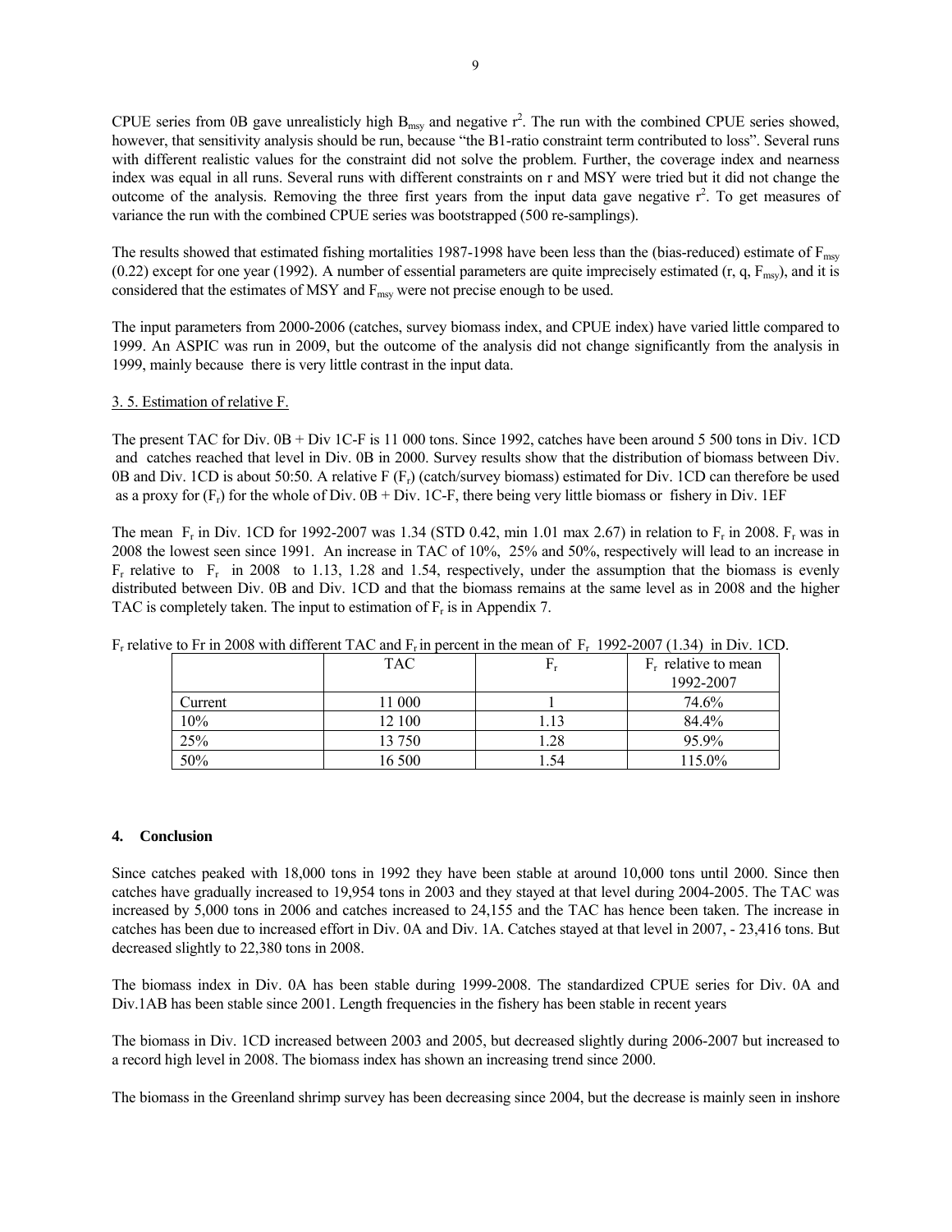CPUE series from 0B gave unrealisticly high $B_{msy}$ and negative $r^2$. The run with the combined CPUE series showed, however, that sensitivity analysis should be run, because "the B1-ratio constraint term contributed to loss". Several runs with different realistic values for the constraint did not solve the problem. Further, the coverage index and nearness index was equal in all runs. Several runs with different constraints on r and MSY were tried but it did not change the outcome of the analysis. Removing the three first years from the input data gave negative $r^2$. To get measures of variance the run with the combined CPUE series was bootstrapped (500 re-samplings).

The results showed that estimated fishing mortalities 1987-1998 have been less than the (bias-reduced) estimate of $F_{msy}$ (0.22) except for one year (1992). A number of essential parameters are quite imprecisely estimated (r, q, $F_{msy}$), and it is considered that the estimates of MSY and $F_{msy}$ were not precise enough to be used.

The input parameters from 2000-2006 (catches, survey biomass index, and CPUE index) have varied little compared to 1999. An ASPIC was run in 2009, but the outcome of the analysis did not change significantly from the analysis in 1999, mainly because there is very little contrast in the input data.

3. 5. Estimation of relative F.

The present TAC for Div. 0B + Div 1C-F is 11 000 tons. Since 1992, catches have been around 5 500 tons in Div. 1CD and catches reached that level in Div. 0B in 2000. Survey results show that the distribution of biomass between Div. 0B and Div. 1CD is about 50:50. A relative F ($F_r$) (catch/survey biomass) estimated for Div. 1CD can therefore be used as a proxy for ($F_r$) for the whole of Div. 0B + Div. 1C-F, there being very little biomass or fishery in Div. 1EF

The mean $F_r$ in Div. 1CD for 1992-2007 was 1.34 (STD 0.42, min 1.01 max 2.67) in relation to $F_r$ in 2008. $F_r$ was in 2008 the lowest seen since 1991. An increase in TAC of 10%, 25% and 50%, respectively will lead to an increase in $F_r$ relative to $F_r$ in 2008 to 1.13, 1.28 and 1.54, respectively, under the assumption that the biomass is evenly distributed between Div. 0B and Div. 1CD and that the biomass remains at the same level as in 2008 and the higher TAC is completely taken. The input to estimation of $F_r$ is in Appendix 7.

$F_r$ relative to Fr in 2008 with different TAC and $F_r$ in percent in the mean of $F_r$ 1992-2007 (1.34) in Div. 1CD.

| | TAC | $F_r$ | $F_r$ relative to mean 1992-2007 |
|---|---|---|---|
| Current | 11 000 | 1 | 74.6% |
| 10% | 12 100 | 1.13 | 84.4% |
| 25% | 13 750 | 1.28 | 95.9% |
| 50% | 16 500 | 1.54 | 115.0% |

## 4. Conclusion

Since catches peaked with 18,000 tons in 1992 they have been stable at around 10,000 tons until 2000. Since then catches have gradually increased to 19,954 tons in 2003 and they stayed at that level during 2004-2005. The TAC was increased by 5,000 tons in 2006 and catches increased to 24,155 and the TAC has hence been taken. The increase in catches has been due to increased effort in Div. 0A and Div. 1A. Catches stayed at that level in 2007, - 23,416 tons. But decreased slightly to 22,380 tons in 2008.

The biomass index in Div. 0A has been stable during 1999-2008. The standardized CPUE series for Div. 0A and Div.1AB has been stable since 2001. Length frequencies in the fishery has been stable in recent years

The biomass in Div. 1CD increased between 2003 and 2005, but decreased slightly during 2006-2007 but increased to a record high level in 2008. The biomass index has shown an increasing trend since 2000.

The biomass in the Greenland shrimp survey has been decreasing since 2004, but the decrease is mainly seen in inshore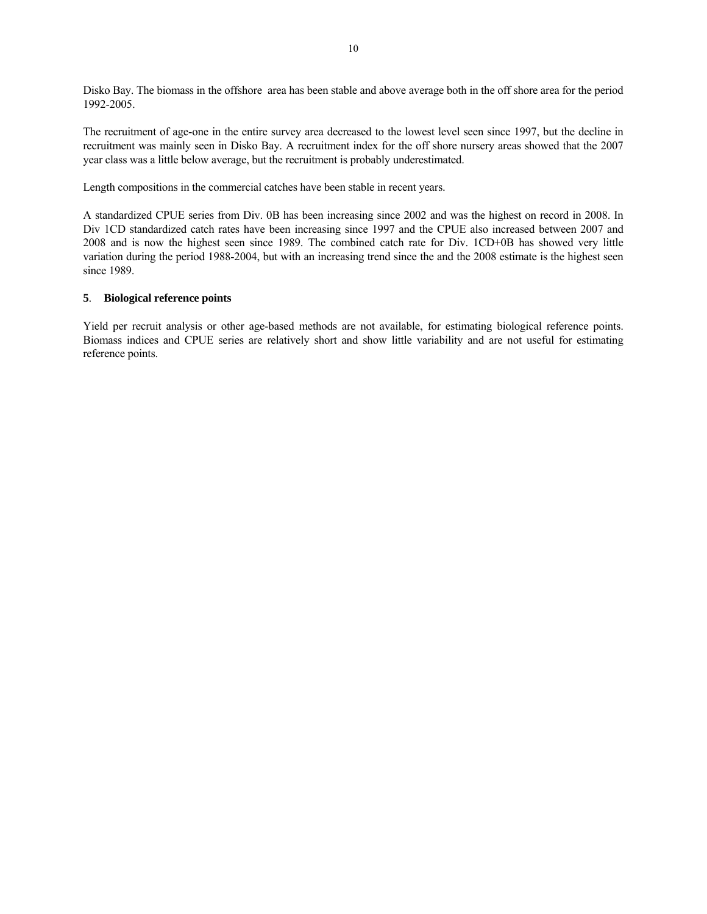Disko Bay. The biomass in the offshore area has been stable and above average both in the off shore area for the period 1992-2005.

The recruitment of age-one in the entire survey area decreased to the lowest level seen since 1997, but the decline in recruitment was mainly seen in Disko Bay. A recruitment index for the off shore nursery areas showed that the 2007 year class was a little below average, but the recruitment is probably underestimated.

Length compositions in the commercial catches have been stable in recent years.

A standardized CPUE series from Div. 0B has been increasing since 2002 and was the highest on record in 2008. In Div 1CD standardized catch rates have been increasing since 1997 and the CPUE also increased between 2007 and 2008 and is now the highest seen since 1989. The combined catch rate for Div. 1CD+0B has showed very little variation during the period 1988-2004, but with an increasing trend since the and the 2008 estimate is the highest seen since 1989.

## 5. Biological reference points

Yield per recruit analysis or other age-based methods are not available, for estimating biological reference points. Biomass indices and CPUE series are relatively short and show little variability and are not useful for estimating reference points.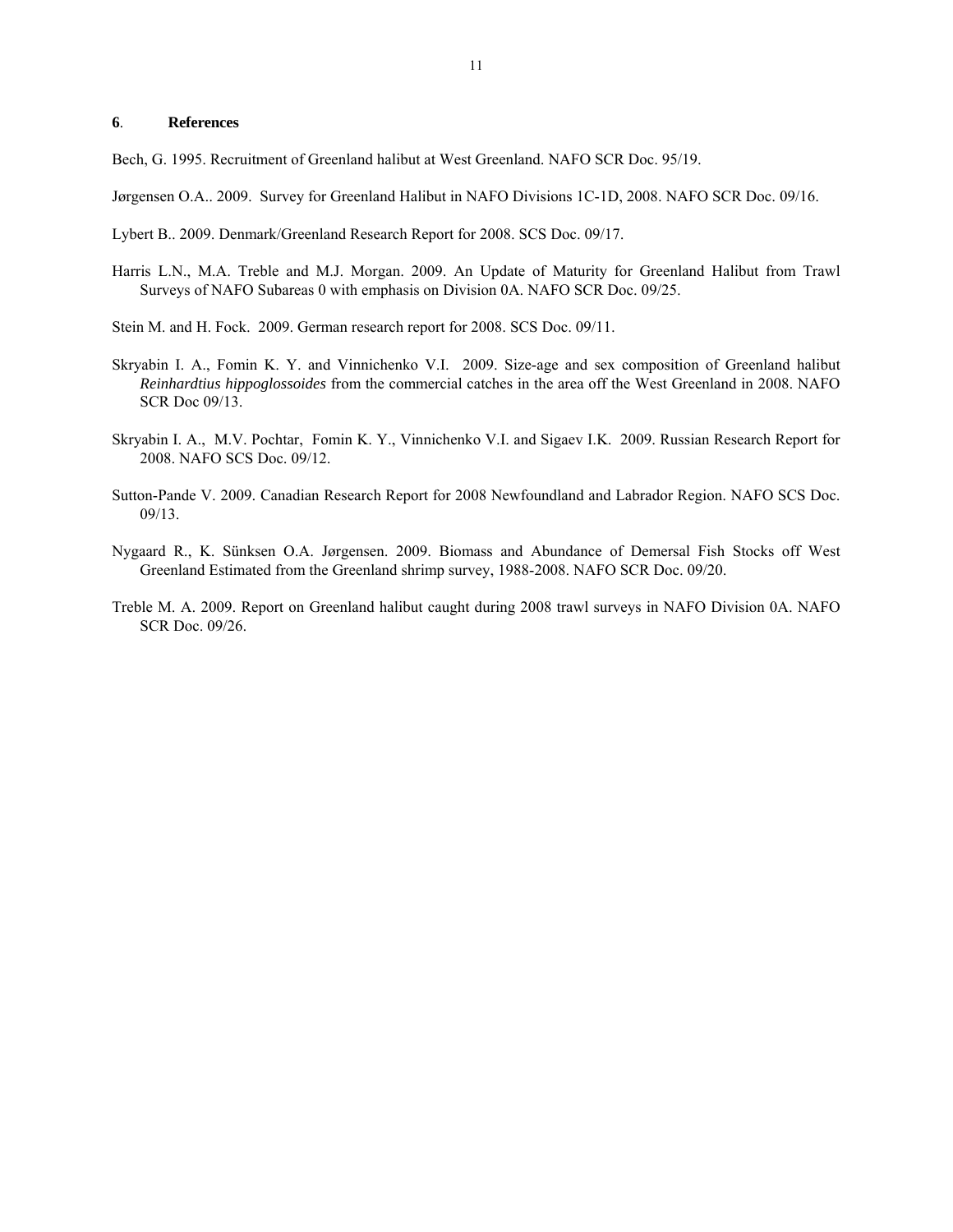## 6. References

Bech, G. 1995. Recruitment of Greenland halibut at West Greenland. NAFO SCR Doc. 95/19.

Jørgensen O.A.. 2009. Survey for Greenland Halibut in NAFO Divisions 1C-1D, 2008. NAFO SCR Doc. 09/16.

Lybert B.. 2009. Denmark/Greenland Research Report for 2008. SCS Doc. 09/17.

Harris L.N., M.A. Treble and M.J. Morgan. 2009. An Update of Maturity for Greenland Halibut from Trawl Surveys of NAFO Subareas 0 with emphasis on Division 0A. NAFO SCR Doc. 09/25.

Stein M. and H. Fock. 2009. German research report for 2008. SCS Doc. 09/11.

Skryabin I. A., Fomin K. Y. and Vinnichenko V.I. 2009. Size-age and sex composition of Greenland halibut *Reinhardtius hippoglossoides* from the commercial catches in the area off the West Greenland in 2008. NAFO SCR Doc 09/13.

Skryabin I. A., M.V. Pochtar, Fomin K. Y., Vinnichenko V.I. and Sigaev I.K. 2009. Russian Research Report for 2008. NAFO SCS Doc. 09/12.

Sutton-Pande V. 2009. Canadian Research Report for 2008 Newfoundland and Labrador Region. NAFO SCS Doc. 09/13.

Nygaard R., K. Sünksen O.A. Jørgensen. 2009. Biomass and Abundance of Demersal Fish Stocks off West Greenland Estimated from the Greenland shrimp survey, 1988-2008. NAFO SCR Doc. 09/20.

Treble M. A. 2009. Report on Greenland halibut caught during 2008 trawl surveys in NAFO Division 0A. NAFO SCR Doc. 09/26.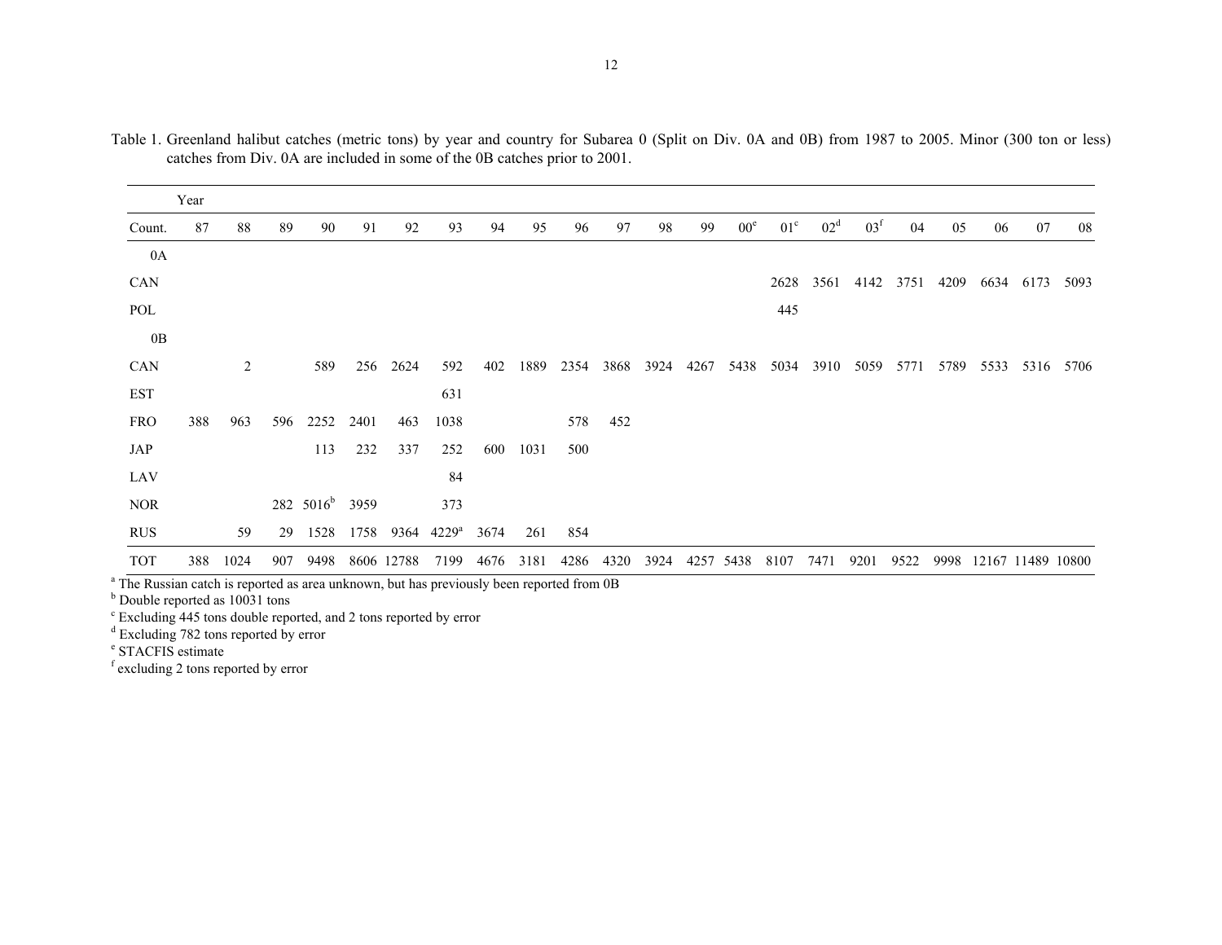Table 1. Greenland halibut catches (metric tons) by year and country for Subarea 0 (Split on Div. 0A and 0B) from 1987 to 2005. Minor (300 ton or less) catches from Div. 0A are included in some of the 0B catches prior to 2001.

| Count. | 87 | 88 | 89 | 90 | 91 | 92 | 93 | 94 | 95 | 96 | 97 | 98 | 99 | 00[e] | 01[c] | 02[d] | 03[f] | 04 | 05 | 06 | 07 | 08 |
|---|---|---|---|---|---|---|---|---|---|---|---|---|---|---|---|---|---|---|---|---|---|---|
| **0A** | | | | | | | | | | | | | | | | | | | | | | |
| CAN | | | | | | | | | | | | | | | 2628 | 3561 | 4142 | 3751 | 4209 | 6634 | 6173 | 5093 |
| POL | | | | | | | | | | | | | | | 445 | | | | | | | |
| **0B** | | | | | | | | | | | | | | | | | | | | | | |
| CAN | | 2 | | 589 | 256 | 2624 | 592 | 402 | 1889 | 2354 | 3868 | 3924 | 4267 | 5438 | 5034 | 3910 | 5059 | 5771 | 5789 | 5533 | 5316 | 5706 |
| EST | | | | | | | 631 | | | | | | | | | | | | | | | |
| FRO | 388 | 963 | 596 | 2252 | 2401 | 463 | 1038 | | | 578 | 452 | | | | | | | | | | | |
| JAP | | | | 113 | 232 | 337 | 252 | 600 | 1031 | 500 | | | | | | | | | | | | |
| LAV | | | | | | | 84 | | | | | | | | | | | | | | | |
| NOR | | | 282 | 5016[b] | 3959 | | 373 | | | | | | | | | | | | | | | |
| RUS | | 59 | 29 | 1528 | 1758 | 9364 | 4229[a] | 3674 | 261 | 854 | | | | | | | | | | | | |
| TOT | 388 | 1024 | 907 | 9498 | 8606 | 12788 | 7199 | 4676 | 3181 | 4286 | 4320 | 3924 | 4257 | 5438 | 8107 | 7471 | 9201 | 9522 | 9998 | 12167 | 11489 | 10800 |

[a] The Russian catch is reported as area unknown, but has previously been reported from 0B
[b] Double reported as 10031 tons
[c] Excluding 445 tons double reported, and 2 tons reported by error
[d] Excluding 782 tons reported by error
[e] STACFIS estimate
[f] excluding 2 tons reported by error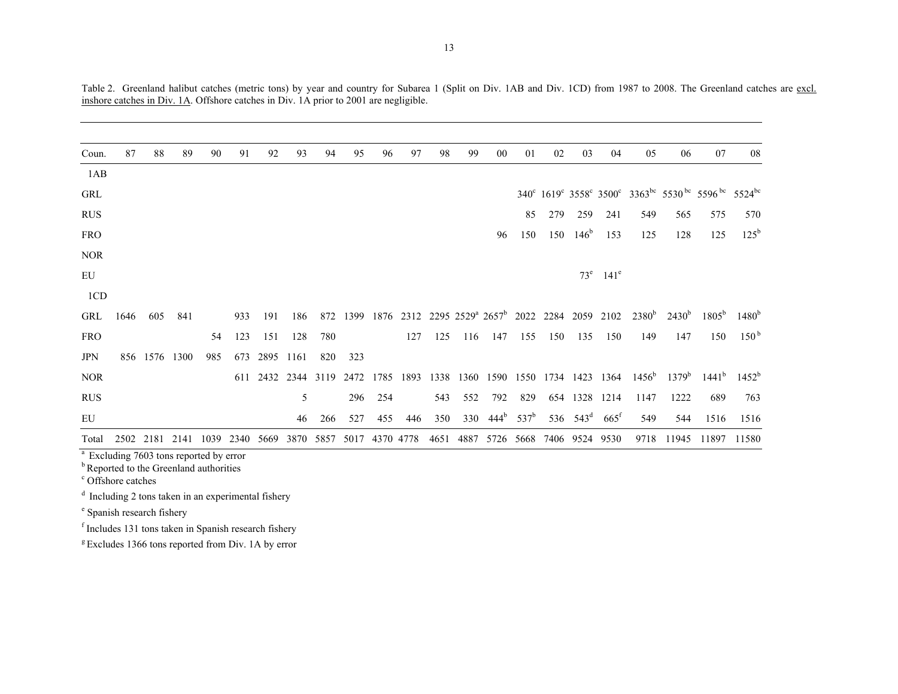Table 2. Greenland halibut catches (metric tons) by year and country for Subarea 1 (Split on Div. 1AB and Div. 1CD) from 1987 to 2008. The Greenland catches are excl. inshore catches in Div. 1A. Offshore catches in Div. 1A prior to 2001 are negligible.

| Coun. | 87 | 88 | 89 | 90 | 91 | 92 | 93 | 94 | 95 | 96 | 97 | 98 | 99 | 00 | 01 | 02 | 03 | 04 | 05 | 06 | 07 | 08 |
|---|---|---|---|---|---|---|---|---|---|---|---|---|---|---|---|---|---|---|---|---|---|---|
| 1AB | | | | | | | | | | | | | | | | | | | | | | |
| GRL | | | | | | | | | | | | | | | 340[c] | 1619[c] | 3558[c] | 3500[c] | 3363[bc] | 5530[bc] | 5596[bc] | 5524[bc] |
| RUS | | | | | | | | | | | | | | | 85 | 279 | 259 | 241 | 549 | 565 | 575 | 570 |
| FRO | | | | | | | | | | | | | | 96 | 150 | 150 | 146[b] | 153 | 125 | 128 | 125 | 125[b] |
| NOR | | | | | | | | | | | | | | | | | | | | | | |
| EU | | | | | | | | | | | | | | | | | 73[e] | 141[e] | | | | |
| 1CD | | | | | | | | | | | | | | | | | | | | | | |
| GRL | 1646 | 605 | 841 | | 933 | 191 | 186 | 872 | 1399 | 1876 | 2312 | 2295 | 2529[a] | 2657[b] | 2022 | 2284 | 2059 | 2102 | 2380[b] | 2430[b] | 1805[b] | 1480[b] |
| FRO | | | | 54 | 123 | 151 | 128 | 780 | | | 127 | 125 | 116 | 147 | 155 | 150 | 135 | 150 | 149 | 147 | 150 | 150[b] |
| JPN | 856 | 1576 | 1300 | 985 | 673 | 2895 | 1161 | 820 | 323 | | | | | | | | | | | | | |
| NOR | | | | | 611 | 2432 | 2344 | 3119 | 2472 | 1785 | 1893 | 1338 | 1360 | 1590 | 1550 | 1734 | 1423 | 1364 | 1456[b] | 1379[b] | 1441[b] | 1452[b] |
| RUS | | | | | | | 5 | | 296 | 254 | | 543 | 552 | 792 | 829 | 654 | 1328 | 1214 | 1147 | 1222 | 689 | 763 |
| EU | | | | | | | 46 | 266 | 527 | 455 | 446 | 350 | 330 | 444[b] | 537[b] | 536 | 543[d] | 665[f] | 549 | 544 | 1516 | 1516 |
| Total | 2502 | 2181 | 2141 | 1039 | 2340 | 5669 | 3870 | 5857 | 5017 | 4370 | 4778 | 4651 | 4887 | 5726 | 5668 | 7406 | 9524 | 9530 | 9718 | 11945 | 11897 | 11580 |

[a] Excluding 7603 tons reported by error

[b] Reported to the Greenland authorities

[c] Offshore catches

[d] Including 2 tons taken in an experimental fishery

[e] Spanish research fishery

[f] Includes 131 tons taken in Spanish research fishery

[g] Excludes 1366 tons reported from Div. 1A by error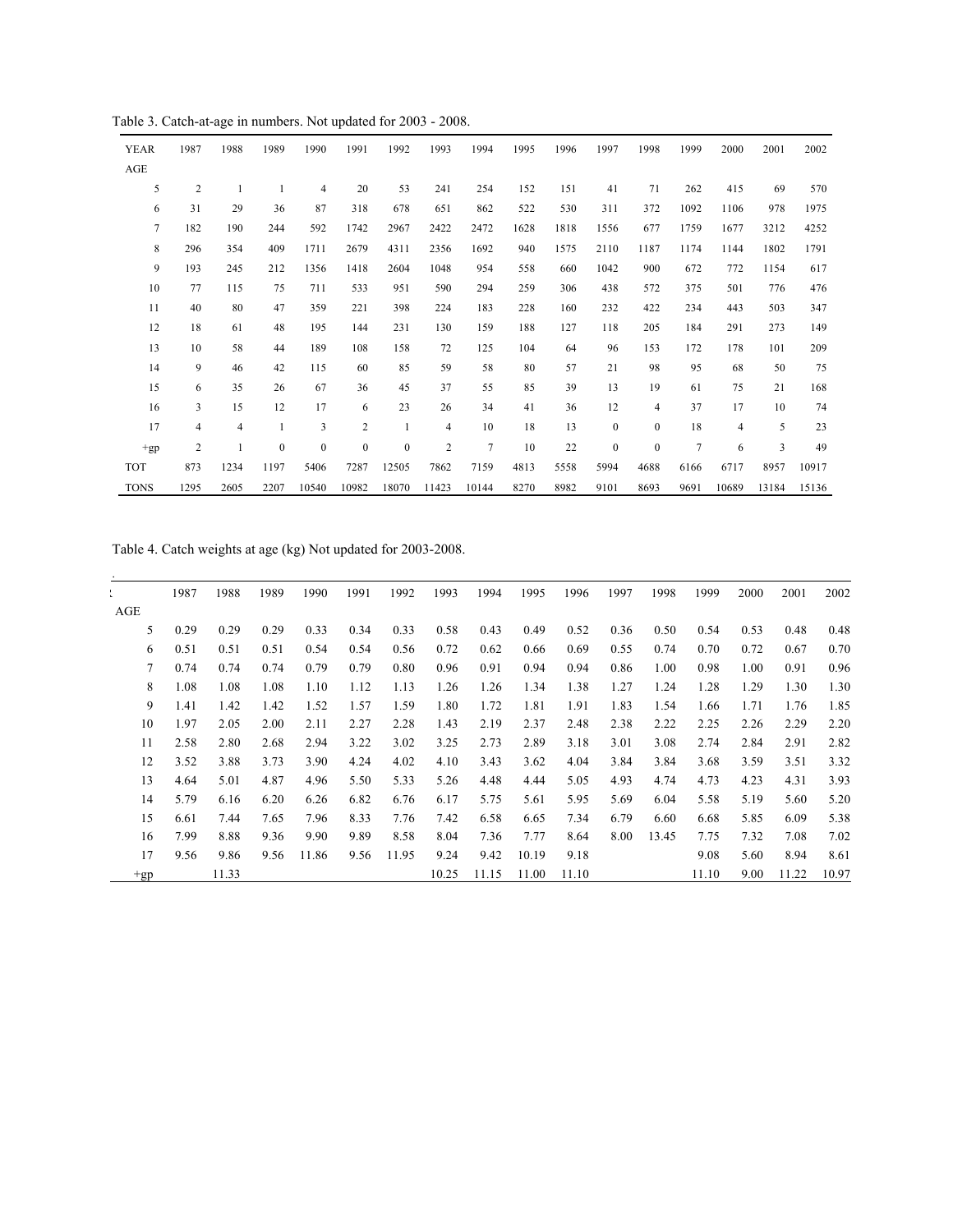Table 3. Catch-at-age in numbers. Not updated for 2003 - 2008.

| YEAR | 1987 | 1988 | 1989 | 1990 | 1991 | 1992 | 1993 | 1994 | 1995 | 1996 | 1997 | 1998 | 1999 | 2000 | 2001 | 2002 |
|---|---|---|---|---|---|---|---|---|---|---|---|---|---|---|---|---|
| AGE | | | | | | | | | | | | | | | | |
| 5 | 2 | 1 | 1 | 4 | 20 | 53 | 241 | 254 | 152 | 151 | 41 | 71 | 262 | 415 | 69 | 570 |
| 6 | 31 | 29 | 36 | 87 | 318 | 678 | 651 | 862 | 522 | 530 | 311 | 372 | 1092 | 1106 | 978 | 1975 |
| 7 | 182 | 190 | 244 | 592 | 1742 | 2967 | 2422 | 2472 | 1628 | 1818 | 1556 | 677 | 1759 | 1677 | 3212 | 4252 |
| 8 | 296 | 354 | 409 | 1711 | 2679 | 4311 | 2356 | 1692 | 940 | 1575 | 2110 | 1187 | 1174 | 1144 | 1802 | 1791 |
| 9 | 193 | 245 | 212 | 1356 | 1418 | 2604 | 1048 | 954 | 558 | 660 | 1042 | 900 | 672 | 772 | 1154 | 617 |
| 10 | 77 | 115 | 75 | 711 | 533 | 951 | 590 | 294 | 259 | 306 | 438 | 572 | 375 | 501 | 776 | 476 |
| 11 | 40 | 80 | 47 | 359 | 221 | 398 | 224 | 183 | 228 | 160 | 232 | 422 | 234 | 443 | 503 | 347 |
| 12 | 18 | 61 | 48 | 195 | 144 | 231 | 130 | 159 | 188 | 127 | 118 | 205 | 184 | 291 | 273 | 149 |
| 13 | 10 | 58 | 44 | 189 | 108 | 158 | 72 | 125 | 104 | 64 | 96 | 153 | 172 | 178 | 101 | 209 |
| 14 | 9 | 46 | 42 | 115 | 60 | 85 | 59 | 58 | 80 | 57 | 21 | 98 | 95 | 68 | 50 | 75 |
| 15 | 6 | 35 | 26 | 67 | 36 | 45 | 37 | 55 | 85 | 39 | 13 | 19 | 61 | 75 | 21 | 168 |
| 16 | 3 | 15 | 12 | 17 | 6 | 23 | 26 | 34 | 41 | 36 | 12 | 4 | 37 | 17 | 10 | 74 |
| 17 | 4 | 4 | 1 | 3 | 2 | 1 | 4 | 10 | 18 | 13 | 0 | 0 | 18 | 4 | 5 | 23 |
| +gp | 2 | 1 | 0 | 0 | 0 | 0 | 2 | 7 | 10 | 22 | 0 | 0 | 7 | 6 | 3 | 49 |
| TOT | 873 | 1234 | 1197 | 5406 | 7287 | 12505 | 7862 | 7159 | 4813 | 5558 | 5994 | 4688 | 6166 | 6717 | 8957 | 10917 |
| TONS | 1295 | 2605 | 2207 | 10540 | 10982 | 18070 | 11423 | 10144 | 8270 | 8982 | 9101 | 8693 | 9691 | 10689 | 13184 | 15136 |

Table 4. Catch weights at age (kg) Not updated for 2003-2008.

| | 1987 | 1988 | 1989 | 1990 | 1991 | 1992 | 1993 | 1994 | 1995 | 1996 | 1997 | 1998 | 1999 | 2000 | 2001 | 2002 |
|---|---|---|---|---|---|---|---|---|---|---|---|---|---|---|---|---|
| AGE | | | | | | | | | | | | | | | | |
| 5 | 0.29 | 0.29 | 0.29 | 0.33 | 0.34 | 0.33 | 0.58 | 0.43 | 0.49 | 0.52 | 0.36 | 0.50 | 0.54 | 0.53 | 0.48 | 0.48 |
| 6 | 0.51 | 0.51 | 0.51 | 0.54 | 0.54 | 0.56 | 0.72 | 0.62 | 0.66 | 0.69 | 0.55 | 0.74 | 0.70 | 0.72 | 0.67 | 0.70 |
| 7 | 0.74 | 0.74 | 0.74 | 0.79 | 0.79 | 0.80 | 0.96 | 0.91 | 0.94 | 0.94 | 0.86 | 1.00 | 0.98 | 1.00 | 0.91 | 0.96 |
| 8 | 1.08 | 1.08 | 1.08 | 1.10 | 1.12 | 1.13 | 1.26 | 1.26 | 1.34 | 1.38 | 1.27 | 1.24 | 1.28 | 1.29 | 1.30 | 1.30 |
| 9 | 1.41 | 1.42 | 1.42 | 1.52 | 1.57 | 1.59 | 1.80 | 1.72 | 1.81 | 1.91 | 1.83 | 1.54 | 1.66 | 1.71 | 1.76 | 1.85 |
| 10 | 1.97 | 2.05 | 2.00 | 2.11 | 2.27 | 2.28 | 1.43 | 2.19 | 2.37 | 2.48 | 2.38 | 2.22 | 2.25 | 2.26 | 2.29 | 2.20 |
| 11 | 2.58 | 2.80 | 2.68 | 2.94 | 3.22 | 3.02 | 3.25 | 2.73 | 2.89 | 3.18 | 3.01 | 3.08 | 2.74 | 2.84 | 2.91 | 2.82 |
| 12 | 3.52 | 3.88 | 3.73 | 3.90 | 4.24 | 4.02 | 4.10 | 3.43 | 3.62 | 4.04 | 3.84 | 3.84 | 3.68 | 3.59 | 3.51 | 3.32 |
| 13 | 4.64 | 5.01 | 4.87 | 4.96 | 5.50 | 5.33 | 5.26 | 4.48 | 4.44 | 5.05 | 4.93 | 4.74 | 4.73 | 4.23 | 4.31 | 3.93 |
| 14 | 5.79 | 6.16 | 6.20 | 6.26 | 6.82 | 6.76 | 6.17 | 5.75 | 5.61 | 5.95 | 5.69 | 6.04 | 5.58 | 5.19 | 5.60 | 5.20 |
| 15 | 6.61 | 7.44 | 7.65 | 7.96 | 8.33 | 7.76 | 7.42 | 6.58 | 6.65 | 7.34 | 6.79 | 6.60 | 6.68 | 5.85 | 6.09 | 5.38 |
| 16 | 7.99 | 8.88 | 9.36 | 9.90 | 9.89 | 8.58 | 8.04 | 7.36 | 7.77 | 8.64 | 8.00 | 13.45 | 7.75 | 7.32 | 7.08 | 7.02 |
| 17 | 9.56 | 9.86 | 9.56 | 11.86 | 9.56 | 11.95 | 9.24 | 9.42 | 10.19 | 9.18 | | | 9.08 | 5.60 | 8.94 | 8.61 |
| +gp | | 11.33 | | | | | 10.25 | 11.15 | 11.00 | 11.10 | | | 11.10 | 9.00 | 11.22 | 10.97 |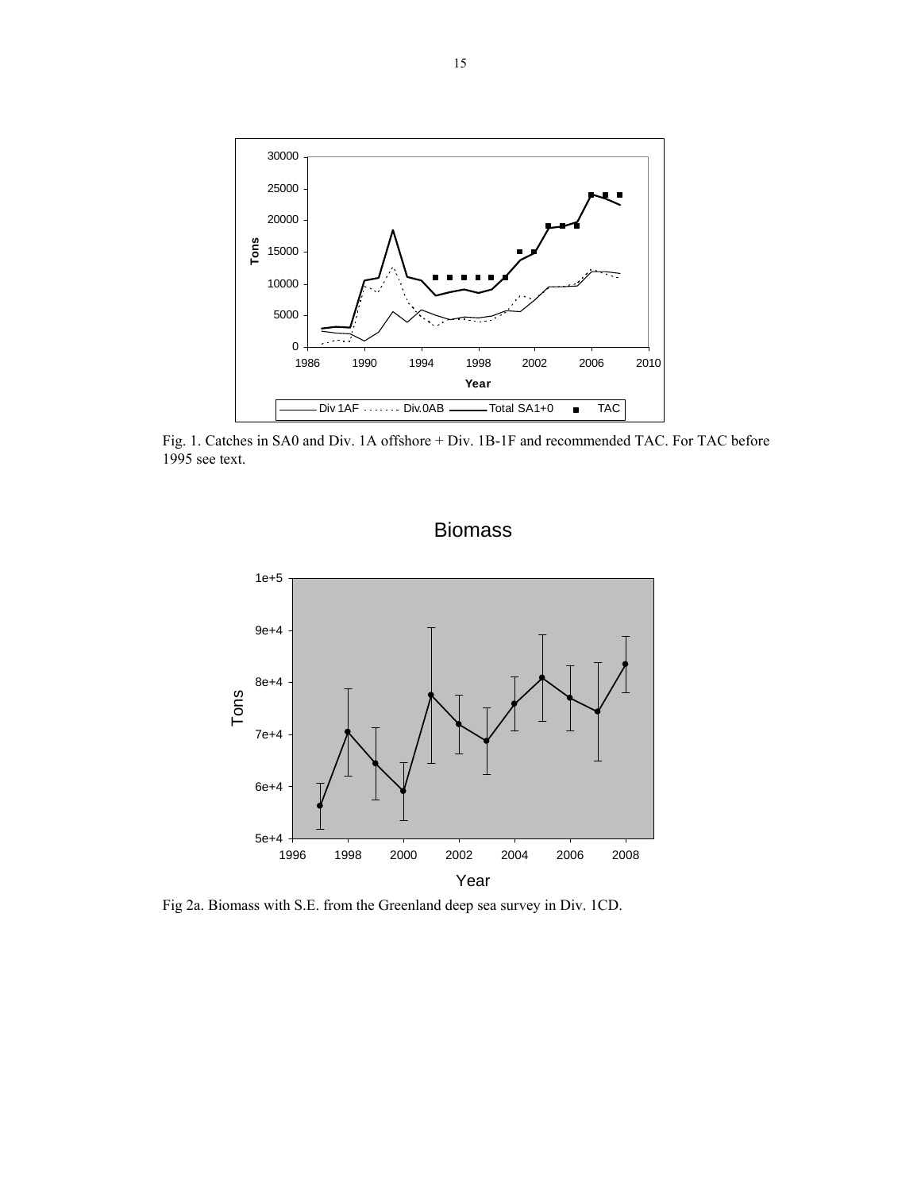Fig. 1. Catches in SA0 and Div. 1A offshore + Div. 1B-1F and recommended TAC. For TAC before 1995 see text.

Fig 2a. Biomass with S.E. from the Greenland deep sea survey in Div. 1CD.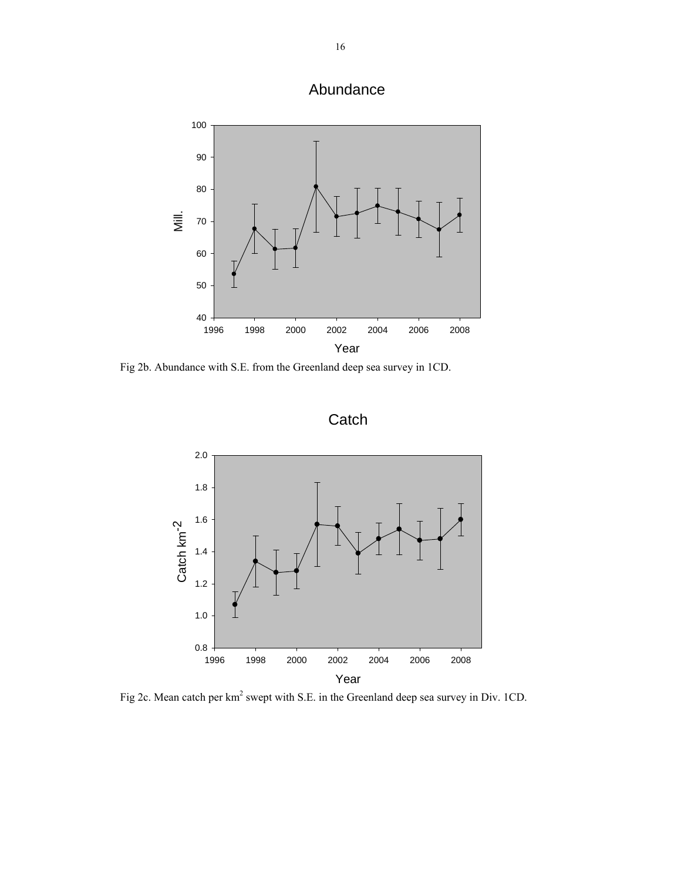Fig 2b. Abundance with S.E. from the Greenland deep sea survey in 1CD.

Fig 2c. Mean catch per km$^2$ swept with S.E. in the Greenland deep sea survey in Div. 1CD.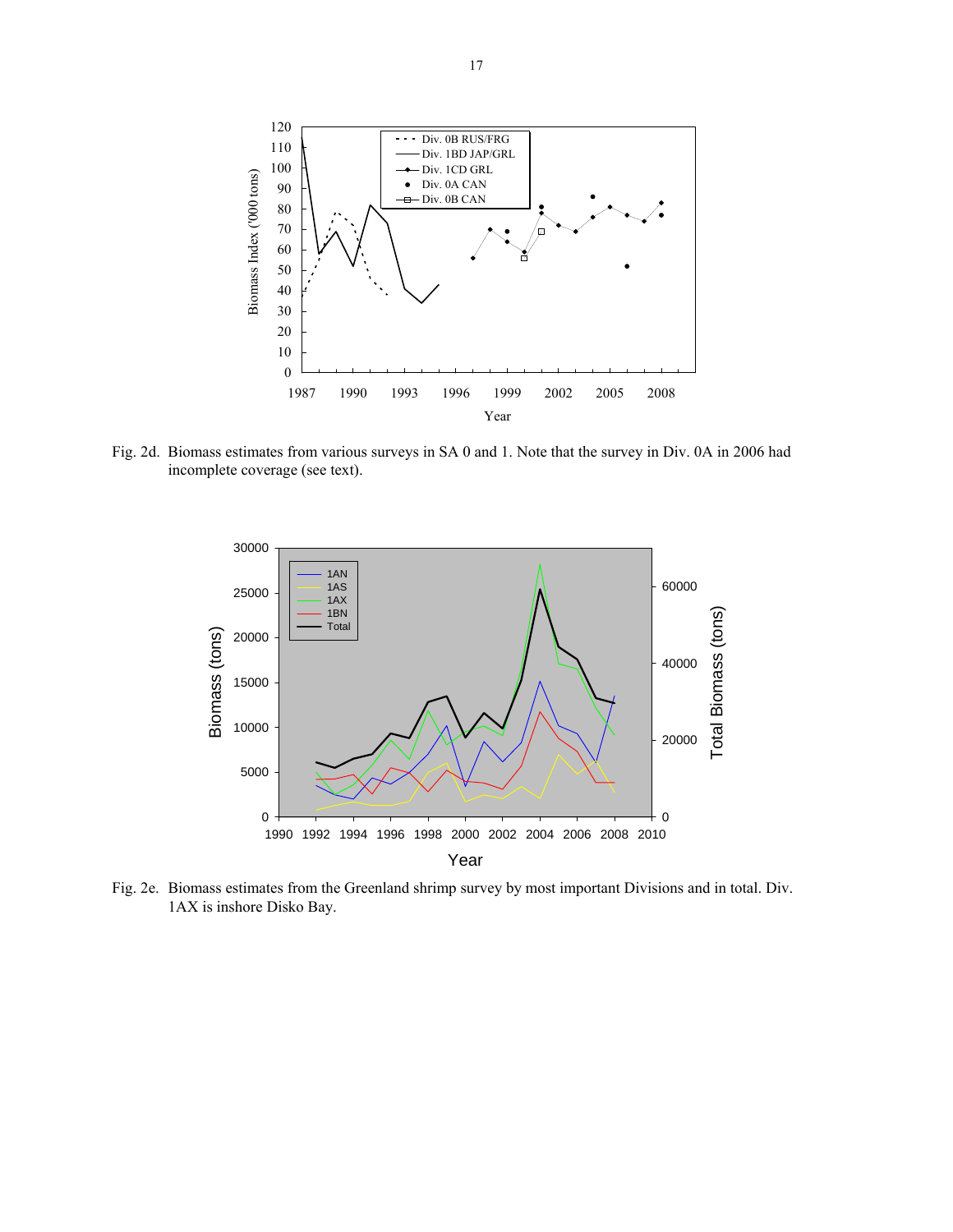Fig. 2d. Biomass estimates from various surveys in SA 0 and 1. Note that the survey in Div. 0A in 2006 had incomplete coverage (see text).

Fig. 2e. Biomass estimates from the Greenland shrimp survey by most important Divisions and in total. Div. 1AX is inshore Disko Bay.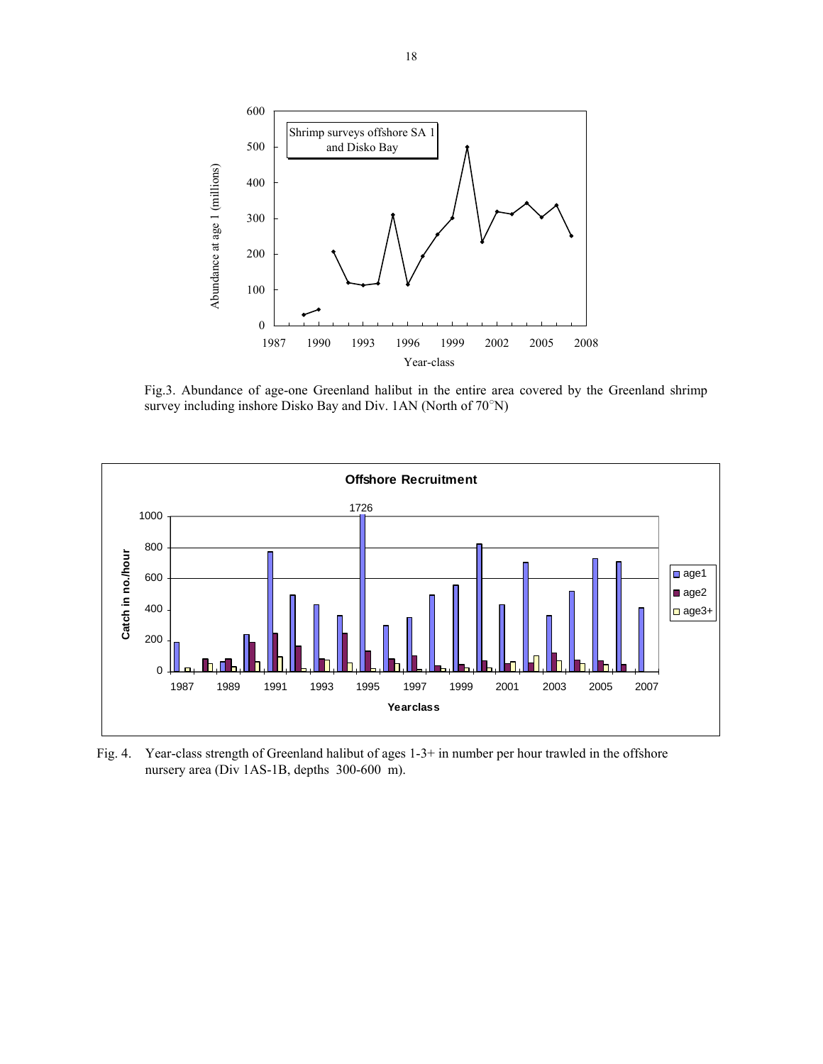Fig.3. Abundance of age-one Greenland halibut in the entire area covered by the Greenland shrimp survey including inshore Disko Bay and Div. 1AN (North of 70°N)

Fig. 4. Year-class strength of Greenland halibut of ages 1-3+ in number per hour trawled in the offshore nursery area (Div 1AS-1B, depths 300-600 m).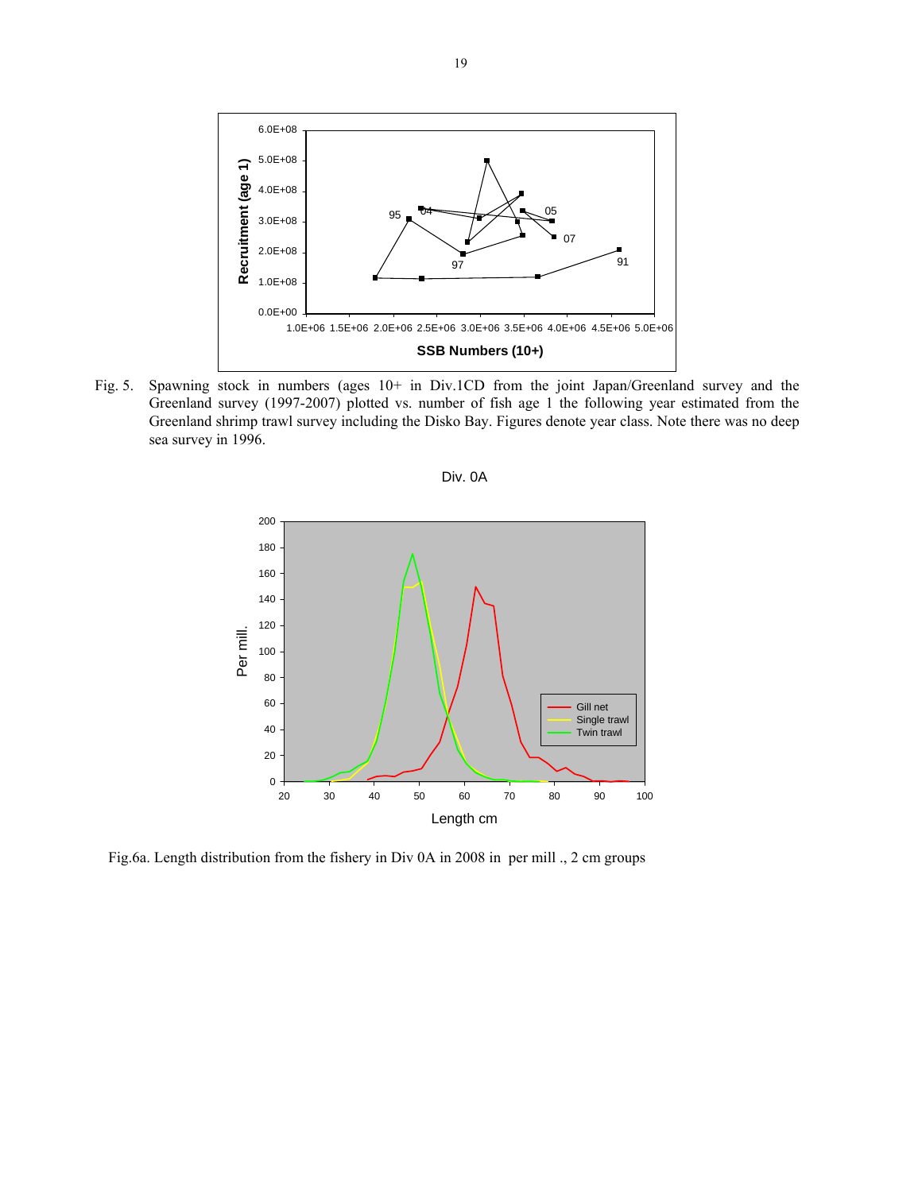Fig. 5. Spawning stock in numbers (ages 10+ in Div.1CD from the joint Japan/Greenland survey and the Greenland survey (1997-2007) plotted vs. number of fish age 1 the following year estimated from the Greenland shrimp trawl survey including the Disko Bay. Figures denote year class. Note there was no deep sea survey in 1996.

Div. 0A

Fig.6a. Length distribution from the fishery in Div 0A in 2008 in per mill ., 2 cm groups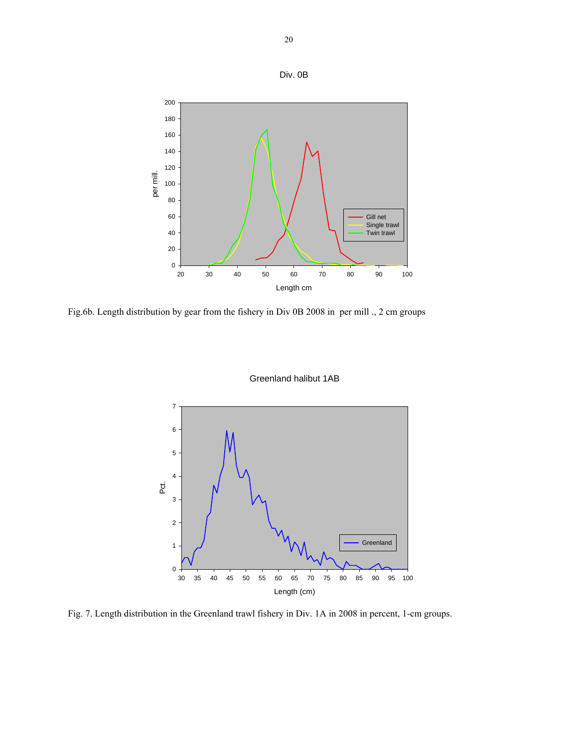Fig.6b. Length distribution by gear from the fishery in Div 0B 2008 in per mill ., 2 cm groups

Fig. 7. Length distribution in the Greenland trawl fishery in Div. 1A in 2008 in percent, 1-cm groups.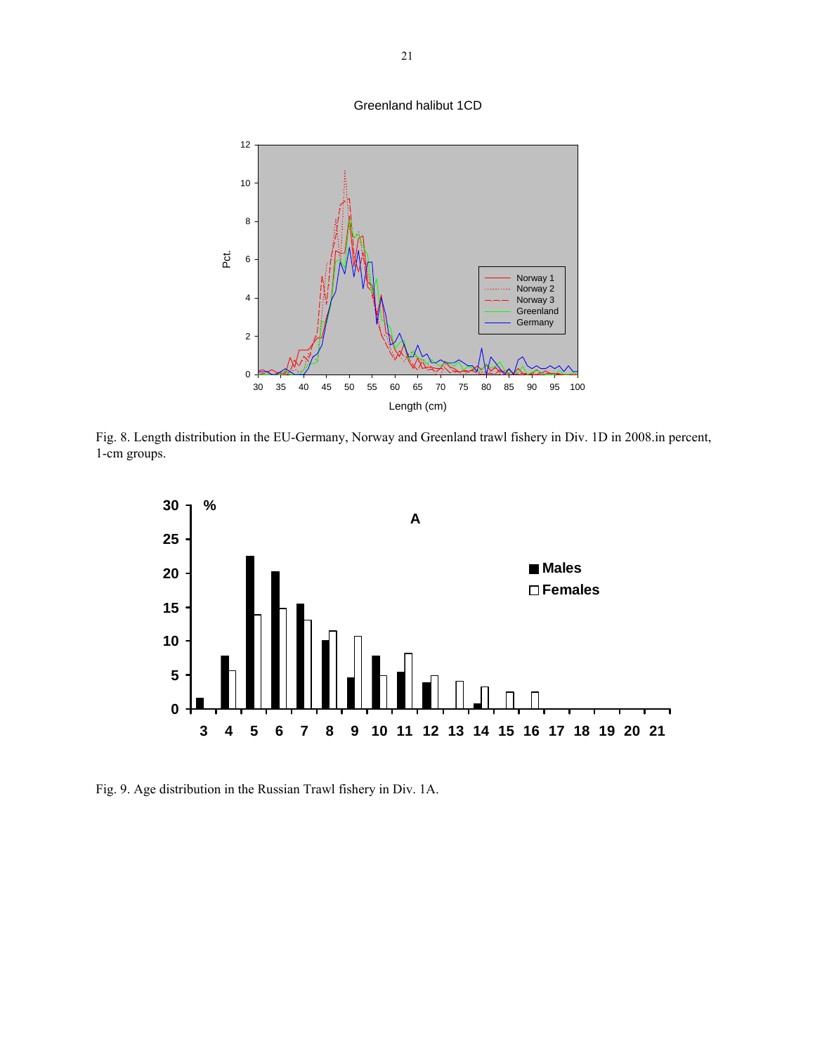Fig. 8. Length distribution in the EU-Germany, Norway and Greenland trawl fishery in Div. 1D in 2008.in percent, 1-cm groups.

Fig. 9. Age distribution in the Russian Trawl fishery in Div. 1A.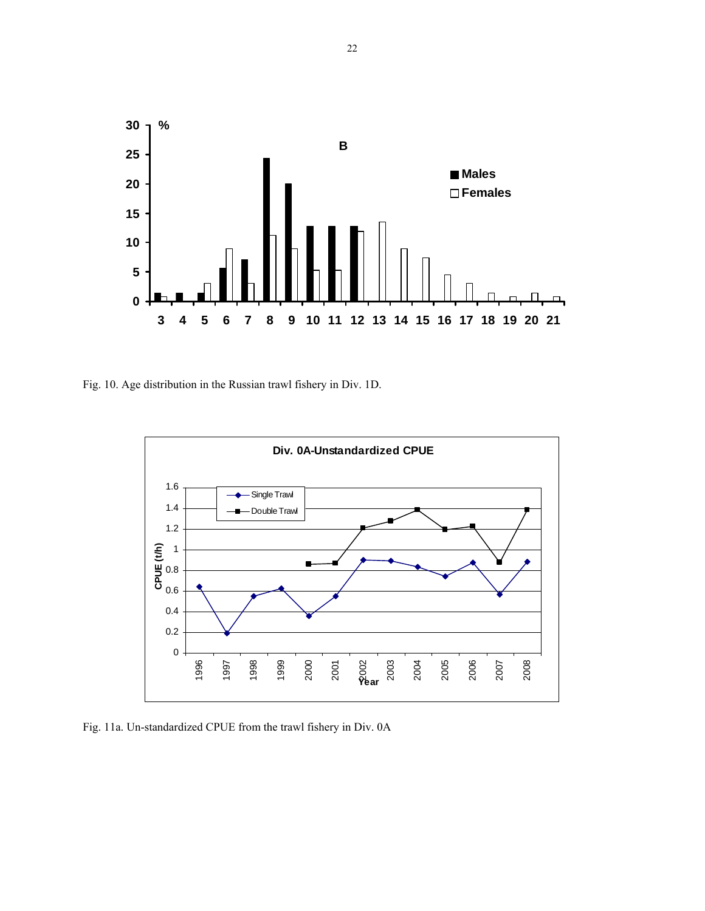Fig. 10. Age distribution in the Russian trawl fishery in Div. 1D.

Fig. 11a. Un-standardized CPUE from the trawl fishery in Div. 0A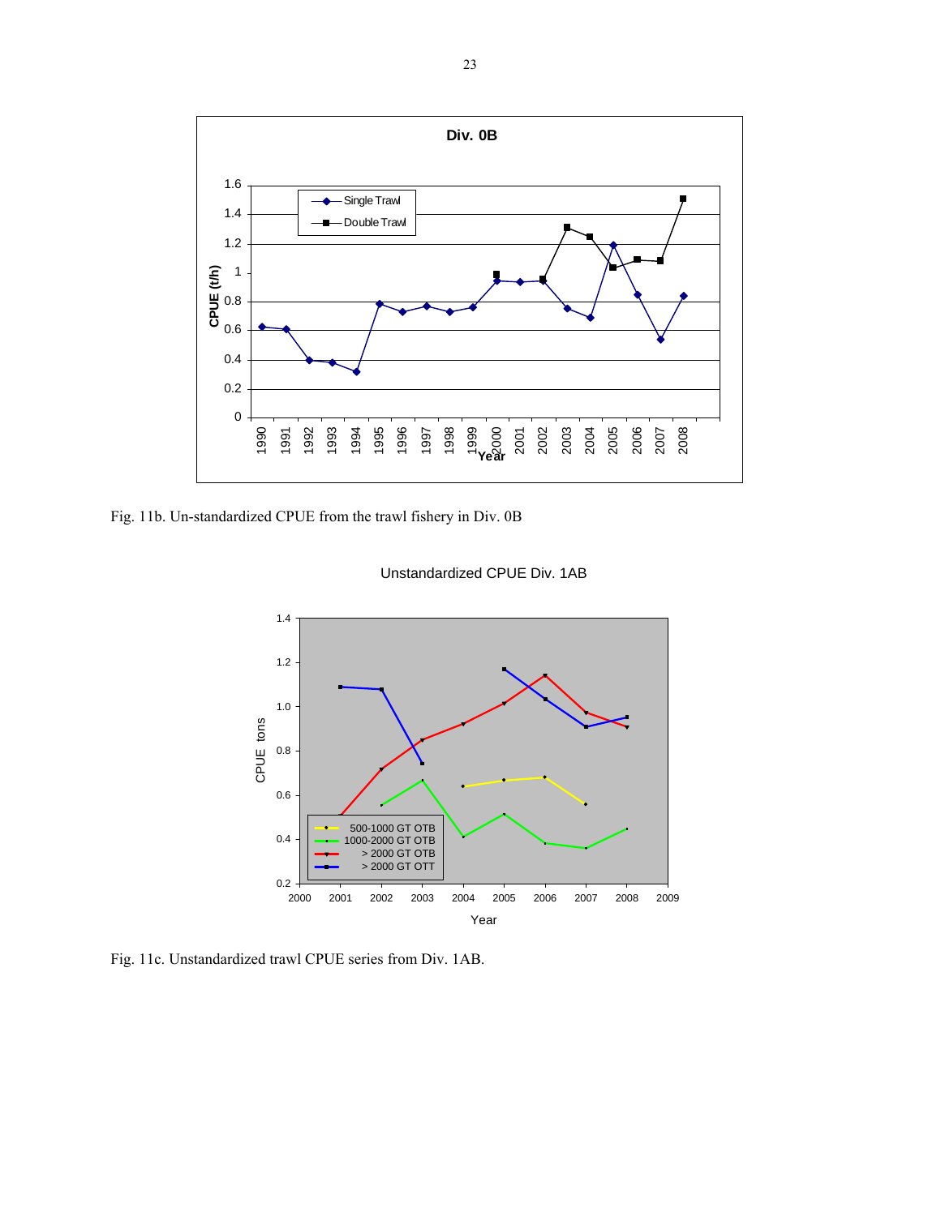Fig. 11b. Un-standardized CPUE from the trawl fishery in Div. 0B

Fig. 11c. Unstandardized trawl CPUE series from Div. 1AB.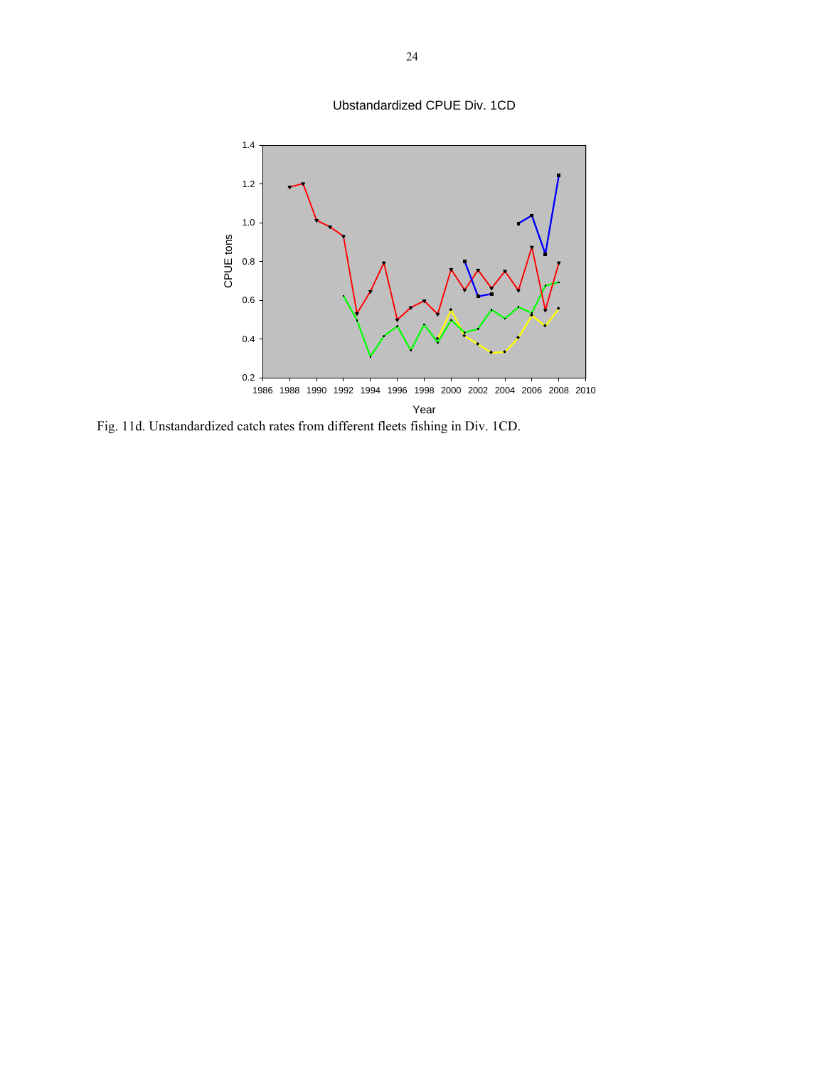Ubstandardized CPUE Div. 1CD

Fig. 11d. Unstandardized catch rates from different fleets fishing in Div. 1CD.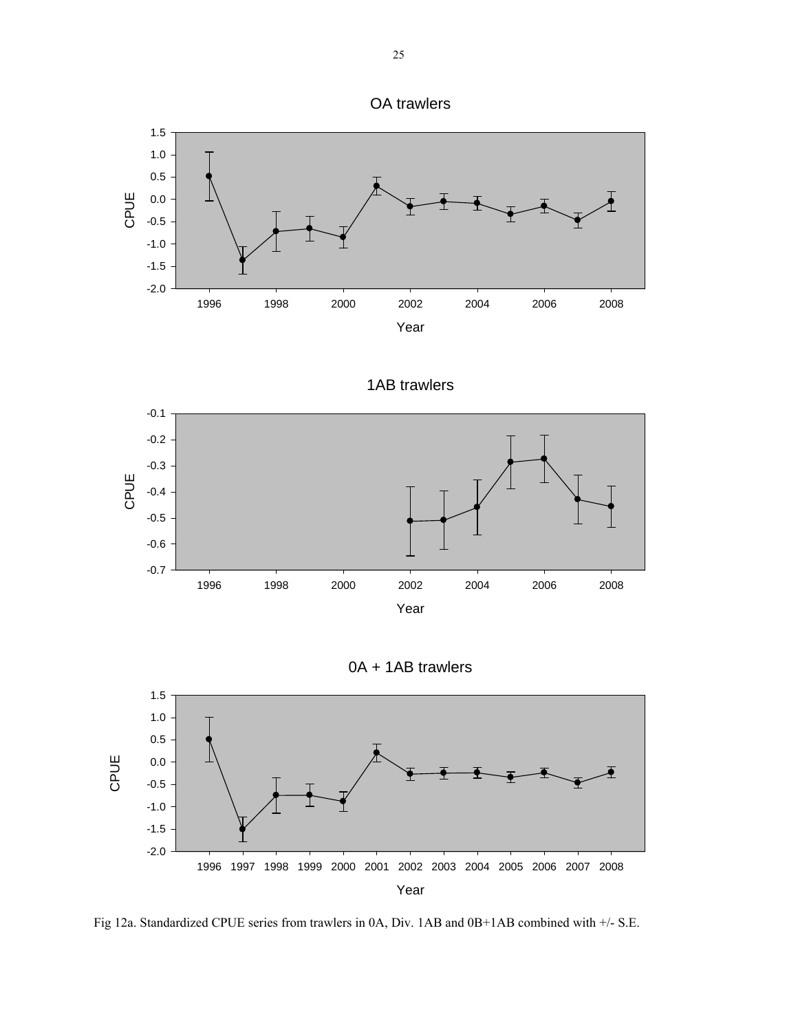Fig 12a. Standardized CPUE series from trawlers in 0A, Div. 1AB and 0B+1AB combined with +/- S.E.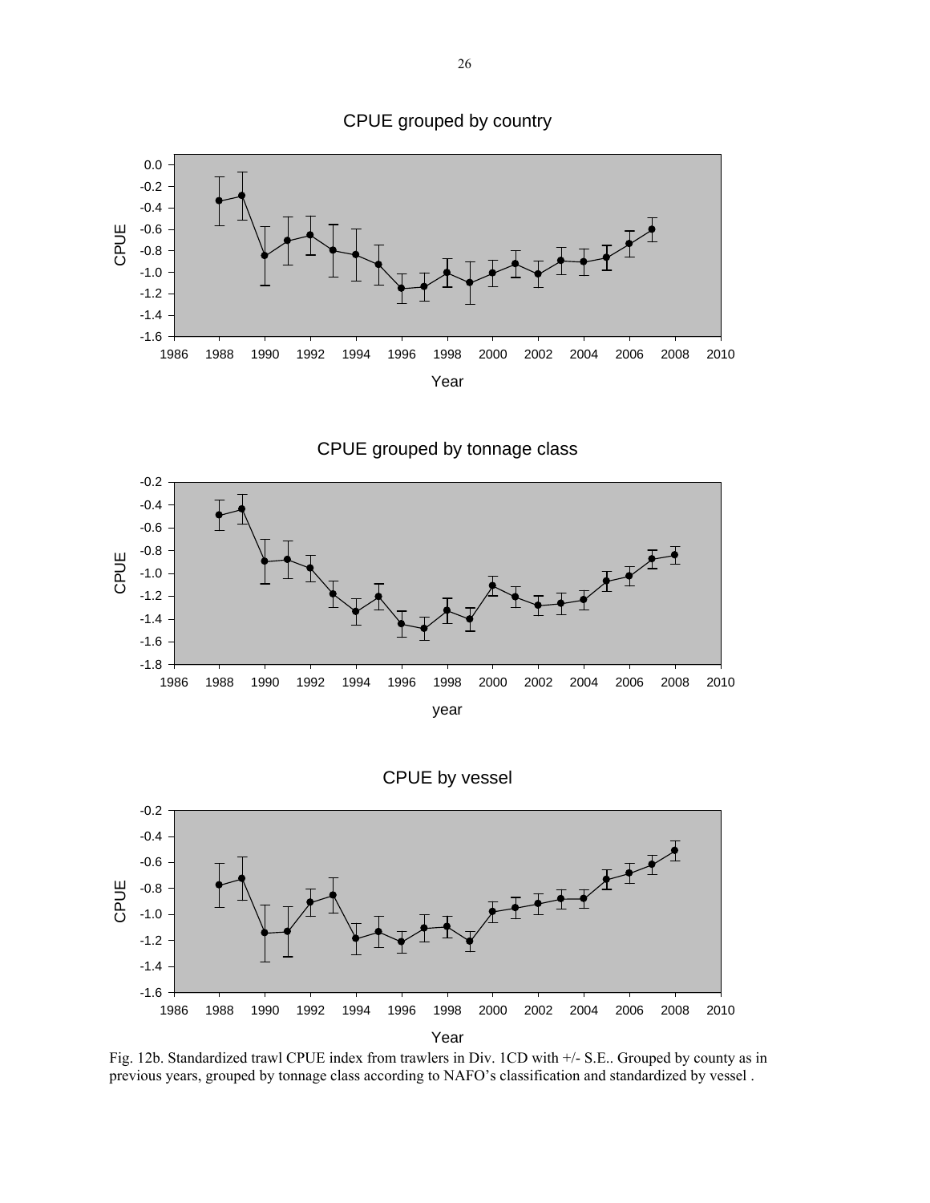Fig. 12b. Standardized trawl CPUE index from trawlers in Div. 1CD with +/- S.E.. Grouped by county as in previous years, grouped by tonnage class according to NAFO's classification and standardized by vessel .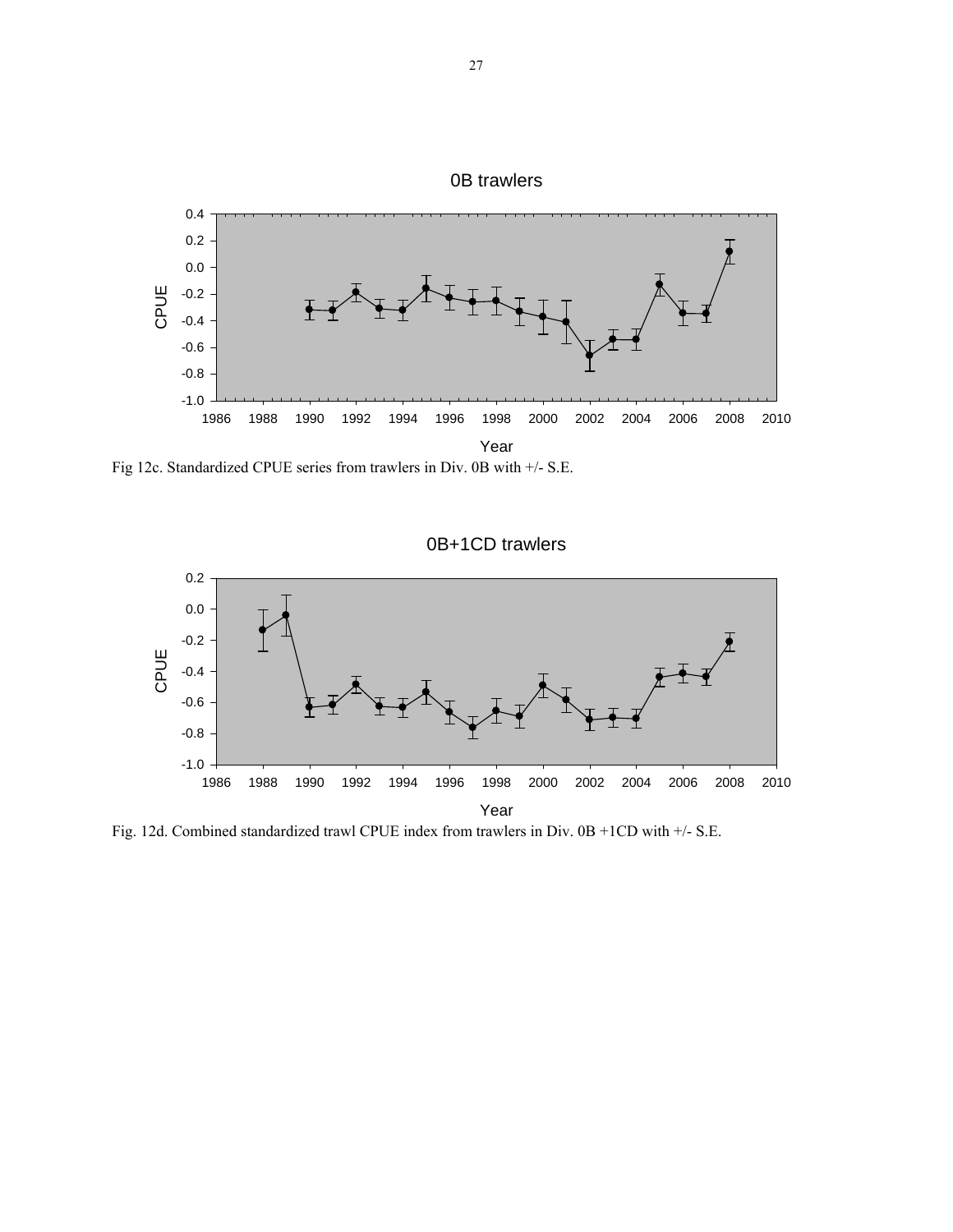Fig 12c. Standardized CPUE series from trawlers in Div. 0B with +/- S.E.

Fig. 12d. Combined standardized trawl CPUE index from trawlers in Div. 0B +1CD with +/- S.E.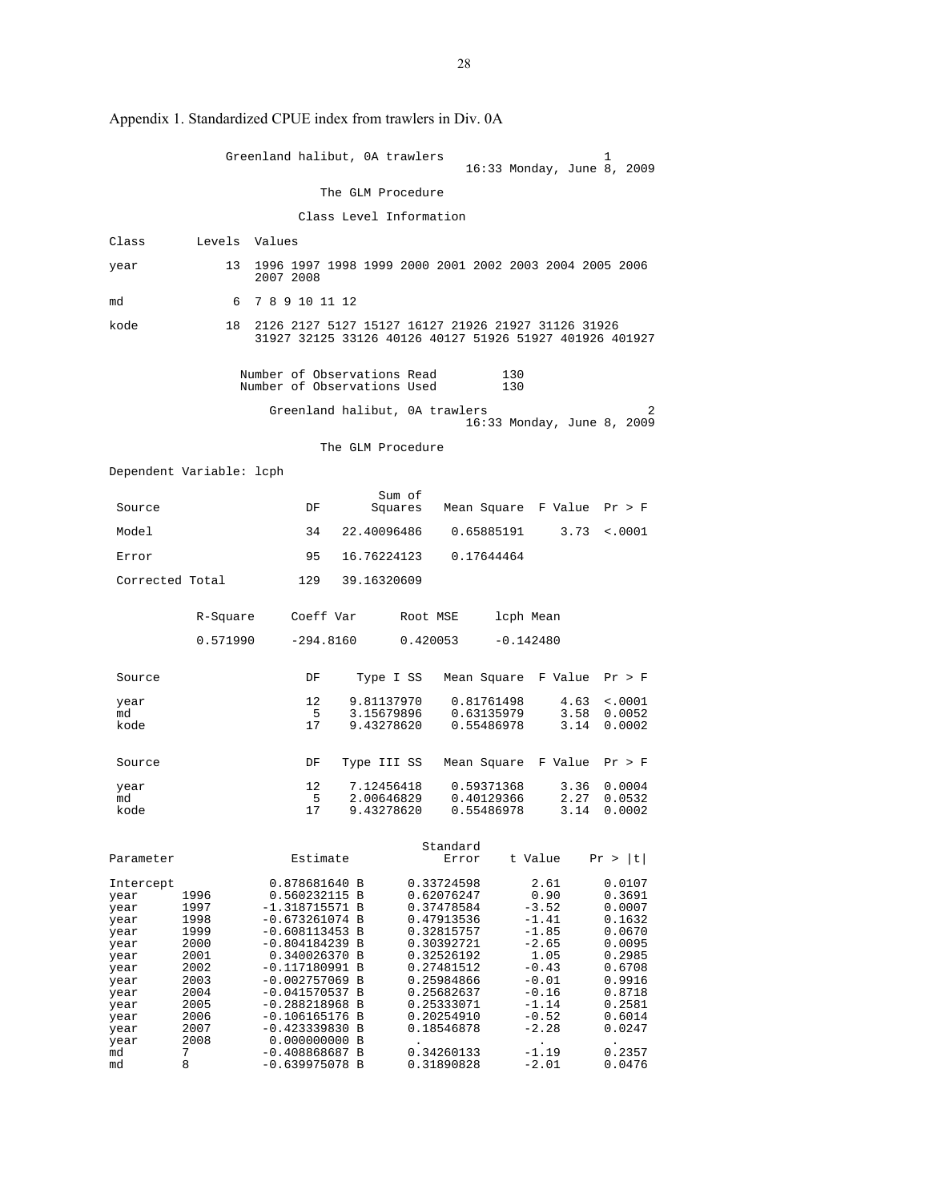Appendix 1. Standardized CPUE index from trawlers in Div. 0A

```
                Greenland halibut, 0A trawlers                       1
                                           16:33 Monday, June 8, 2009

                             The GLM Procedure

                          Class Level Information

Class       Levels  Values

year            13  1996 1997 1998 1999 2000 2001 2002 2003 2004 2005 2006
                    2007 2008

md               6  7 8 9 10 11 12

kode            18  2126 2127 5127 15127 16127 21926 21927 31126 31926
                    31927 32125 33126 40126 40127 51926 51927 401926 401927


                  Number of Observations Read         130
                  Number of Observations Used         130

                      Greenland halibut, 0A trawlers                 2
                                           16:33 Monday, June 8, 2009

                             The GLM Procedure

Dependent Variable: lcph

                                        Sum of
 Source                      DF        Squares   Mean Square  F Value  Pr > F

 Model                       34    22.40096486    0.65885191     3.73  <.0001

 Error                       95    16.76224123    0.17644464

 Corrected Total            129    39.16320609


            R-Square     Coeff Var      Root MSE     lcph Mean

            0.571990     -294.8160      0.420053     -0.142480


 Source                      DF      Type I SS   Mean Square  F Value  Pr > F

 year                        12     9.81137970    0.81761498     4.63  <.0001
 md                           5     3.15679896    0.63135979     3.58  0.0052
 kode                        17     9.43278620    0.55486978     3.14  0.0002


 Source                      DF    Type III SS   Mean Square  F Value  Pr > F

 year                        12     7.12456418    0.59371368     3.36  0.0004
 md                           5     2.00646829    0.40129366     2.27  0.0532
 kode                        17     9.43278620    0.55486978     3.14  0.0002


                                                Standard
Parameter                 Estimate                 Error    t Value    Pr > |t|

Intercept              0.878681640 B          0.33724598       2.61      0.0107
year      1996         0.560232115 B          0.62076247       0.90      0.3691
year      1997        -1.318715571 B          0.37478584      -3.52      0.0007
year      1998        -0.673261074 B          0.47913536      -1.41      0.1632
year      1999        -0.608113453 B          0.32815757      -1.85      0.0670
year      2000        -0.804184239 B          0.30392721      -2.65      0.0095
year      2001         0.340026370 B          0.32526192       1.05      0.2985
year      2002        -0.117180991 B          0.27481512      -0.43      0.6708
year      2003        -0.002757069 B          0.25984866      -0.01      0.9916
year      2004        -0.041570537 B          0.25682637      -0.16      0.8718
year      2005        -0.288218968 B          0.25333071      -1.14      0.2581
year      2006        -0.106165176 B          0.20254910      -0.52      0.6014
year      2007        -0.423339830 B          0.18546878      -2.28      0.0247
year      2008         0.000000000 B           .                .         .
md        7           -0.408868687 B          0.34260133      -1.19      0.2357
md        8           -0.639975078 B          0.31890828      -2.01      0.0476
```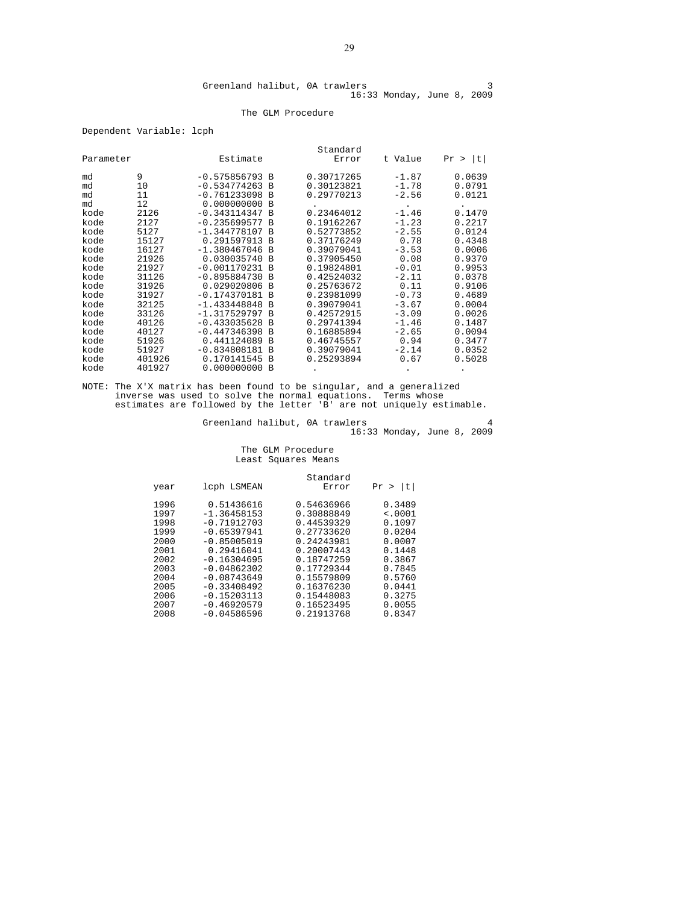Greenland halibut, 0A trawlers 3
16:33 Monday, June 8, 2009

The GLM Procedure

Dependent Variable: lcph

| Parameter | | Estimate | Standard Error | t Value | Pr > \|t\| |
|---|---|---|---|---|---|
| md | 9 | -0.575856793 B | 0.30717265 | -1.87 | 0.0639 |
| md | 10 | -0.534774263 B | 0.30123821 | -1.78 | 0.0791 |
| md | 11 | -0.761233098 B | 0.29770213 | -2.56 | 0.0121 |
| md | 12 | 0.000000000 B | . | . | . |
| kode | 2126 | -0.343114347 B | 0.23464012 | -1.46 | 0.1470 |
| kode | 2127 | -0.235699577 B | 0.19162267 | -1.23 | 0.2217 |
| kode | 5127 | -1.344778107 B | 0.52773852 | -2.55 | 0.0124 |
| kode | 15127 | 0.291597913 B | 0.37176249 | 0.78 | 0.4348 |
| kode | 16127 | -1.380467046 B | 0.39079041 | -3.53 | 0.0006 |
| kode | 21926 | 0.030035740 B | 0.37905450 | 0.08 | 0.9370 |
| kode | 21927 | -0.001170231 B | 0.19824801 | -0.01 | 0.9953 |
| kode | 31126 | -0.895884730 B | 0.42524032 | -2.11 | 0.0378 |
| kode | 31926 | 0.029020806 B | 0.25763672 | 0.11 | 0.9106 |
| kode | 31927 | -0.174370181 B | 0.23981099 | -0.73 | 0.4689 |
| kode | 32125 | -1.433448848 B | 0.39079041 | -3.67 | 0.0004 |
| kode | 33126 | -1.317529797 B | 0.42572915 | -3.09 | 0.0026 |
| kode | 40126 | -0.433035628 B | 0.29741394 | -1.46 | 0.1487 |
| kode | 40127 | -0.447346398 B | 0.16885894 | -2.65 | 0.0094 |
| kode | 51926 | 0.441124089 B | 0.46745557 | 0.94 | 0.3477 |
| kode | 51927 | -0.834808181 B | 0.39079041 | -2.14 | 0.0352 |
| kode | 401926 | 0.170141545 B | 0.25293894 | 0.67 | 0.5028 |
| kode | 401927 | 0.000000000 B | . | . | . |

NOTE: The X'X matrix has been found to be singular, and a generalized inverse was used to solve the normal equations. Terms whose estimates are followed by the letter 'B' are not uniquely estimable.

Greenland halibut, 0A trawlers 4
16:33 Monday, June 8, 2009

The GLM Procedure
Least Squares Means

| year | lcph LSMEAN | Standard Error | Pr > \|t\| |
|---|---|---|---|
| 1996 | 0.51436616 | 0.54636966 | 0.3489 |
| 1997 | -1.36458153 | 0.30888849 | <.0001 |
| 1998 | -0.71912703 | 0.44539329 | 0.1097 |
| 1999 | -0.65397941 | 0.27733620 | 0.0204 |
| 2000 | -0.85005019 | 0.24243981 | 0.0007 |
| 2001 | 0.29416041 | 0.20007443 | 0.1448 |
| 2002 | -0.16304695 | 0.18747259 | 0.3867 |
| 2003 | -0.04862302 | 0.17729344 | 0.7845 |
| 2004 | -0.08743649 | 0.15579809 | 0.5760 |
| 2005 | -0.33408492 | 0.16376230 | 0.0441 |
| 2006 | -0.15203113 | 0.15448083 | 0.3275 |
| 2007 | -0.46920579 | 0.16523495 | 0.0055 |
| 2008 | -0.04586596 | 0.21913768 | 0.8347 |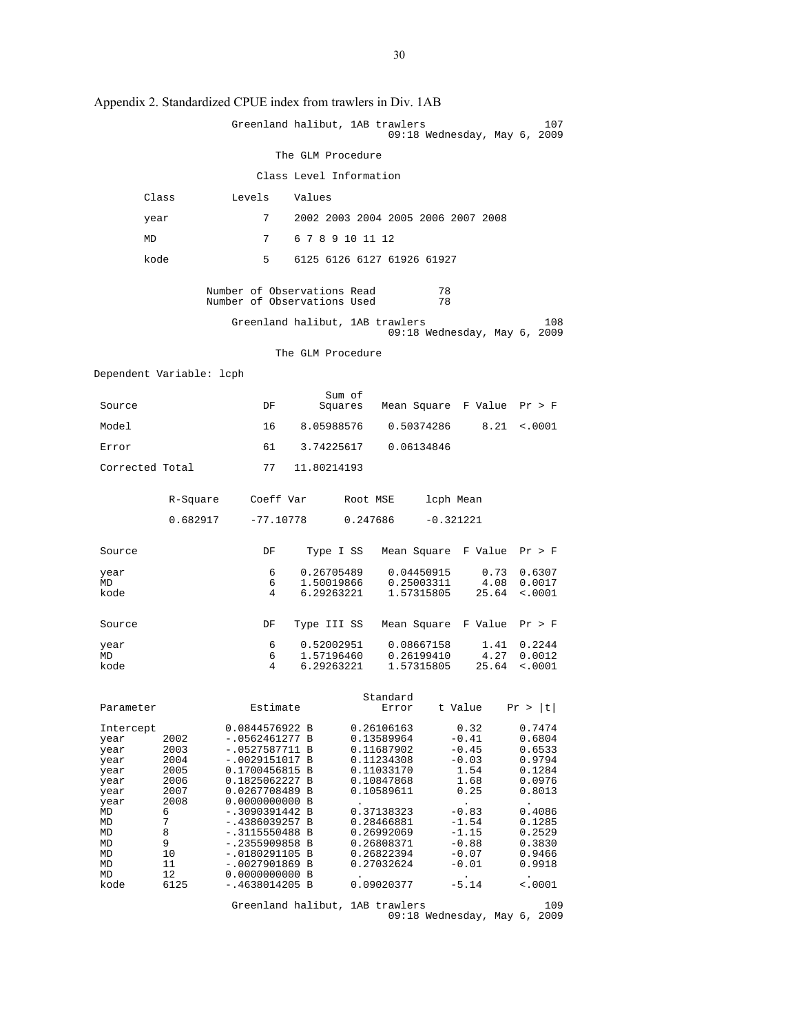Appendix 2. Standardized CPUE index from trawlers in Div. 1AB

```
                 Greenland halibut, 1AB trawlers                          107
                                         09:18 Wednesday, May 6, 2009

                       The GLM Procedure

                    Class Level Information

       Class        Levels    Values

       year              7    2002 2003 2004 2005 2006 2007 2008

       MD                7    6 7 8 9 10 11 12

       kode              5    6125 6126 6127 61926 61927


             Number of Observations Read          78
             Number of Observations Used          78

                 Greenland halibut, 1AB trawlers                          108
                                         09:18 Wednesday, May 6, 2009

                       The GLM Procedure

Dependent Variable: lcph

                                        Sum of
 Source                     DF         Squares   Mean Square  F Value  Pr > F

 Model                      16      8.05988576    0.50374286     8.21  <.0001

 Error                      61      3.74225617    0.06134846

 Corrected Total            77     11.80214193


            R-Square     Coeff Var      Root MSE     lcph Mean

            0.682917     -77.10778      0.247686     -0.321221


 Source                     DF       Type I SS   Mean Square  F Value  Pr > F

 year                        6      0.26705489    0.04450915     0.73  0.6307
 MD                          6      1.50019866    0.25003311     4.08  0.0017
 kode                        4      6.29263221    1.57315805    25.64  <.0001


 Source                     DF     Type III SS   Mean Square  F Value  Pr > F

 year                        6      0.52002951    0.08667158     1.41  0.2244
 MD                          6      1.57196460    0.26199410     4.27  0.0012
 kode                        4      6.29263221    1.57315805    25.64  <.0001


                                               Standard
 Parameter                 Estimate               Error    t Value    Pr > |t|

 Intercept           0.0844576922 B      0.26106163       0.32      0.7474
 year      2002     -.0562461277 B      0.13589964      -0.41      0.6804
 year      2003     -.0527587711 B      0.11687902      -0.45      0.6533
 year      2004     -.0029151017 B      0.11234308      -0.03      0.9794
 year      2005      0.1700456815 B      0.11033170       1.54      0.1284
 year      2006      0.1825062227 B      0.10847868       1.68      0.0976
 year      2007      0.0267708489 B      0.10589611       0.25      0.8013
 year      2008      0.0000000000 B       .                .         .
 MD        6        -.3090391442 B      0.37138323      -0.83      0.4086
 MD        7        -.4386039257 B      0.28466881      -1.54      0.1285
 MD        8        -.3115550488 B      0.26992069      -1.15      0.2529
 MD        9        -.2355909858 B      0.26808371      -0.88      0.3830
 MD        10       -.0180291105 B      0.26822394      -0.07      0.9466
 MD        11       -.0027901869 B      0.27032624      -0.01      0.9918
 MD        12        0.0000000000 B       .                .         .
 kode      6125     -.4638014205 B      0.09020377      -5.14      <.0001

                 Greenland halibut, 1AB trawlers                          109
                                         09:18 Wednesday, May 6, 2009
```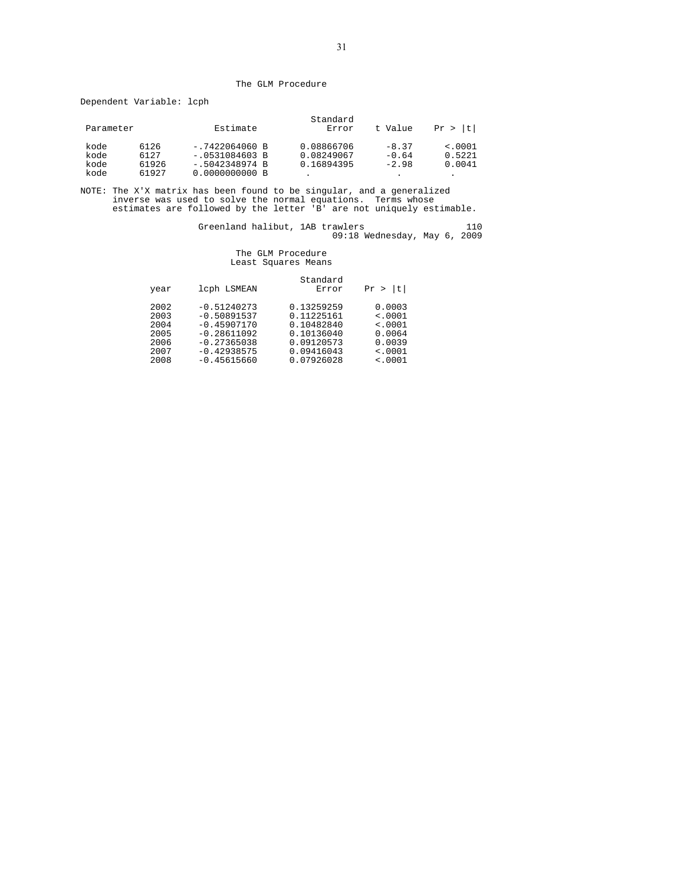The GLM Procedure

Dependent Variable: lcph

| Parameter | | Estimate | Standard Error | t Value | Pr > \|t\| |
|---|---|---|---|---|---|
| kode | 6126 | -.7422064060 B | 0.08866706 | -8.37 | <.0001 |
| kode | 6127 | -.0531084603 B | 0.08249067 | -0.64 | 0.5221 |
| kode | 61926 | -.5042348974 B | 0.16894395 | -2.98 | 0.0041 |
| kode | 61927 | 0.0000000000 B | . | . | . |

NOTE: The X'X matrix has been found to be singular, and a generalized inverse was used to solve the normal equations. Terms whose estimates are followed by the letter 'B' are not uniquely estimable.

Greenland halibut, 1AB trawlers 110
09:18 Wednesday, May 6, 2009

The GLM Procedure
Least Squares Means

| year | lcph LSMEAN | Standard Error | Pr > \|t\| |
|---|---|---|---|
| 2002 | -0.51240273 | 0.13259259 | 0.0003 |
| 2003 | -0.50891537 | 0.11225161 | <.0001 |
| 2004 | -0.45907170 | 0.10482840 | <.0001 |
| 2005 | -0.28611092 | 0.10136040 | 0.0064 |
| 2006 | -0.27365038 | 0.09120573 | 0.0039 |
| 2007 | -0.42938575 | 0.09416043 | <.0001 |
| 2008 | -0.45615660 | 0.07926028 | <.0001 |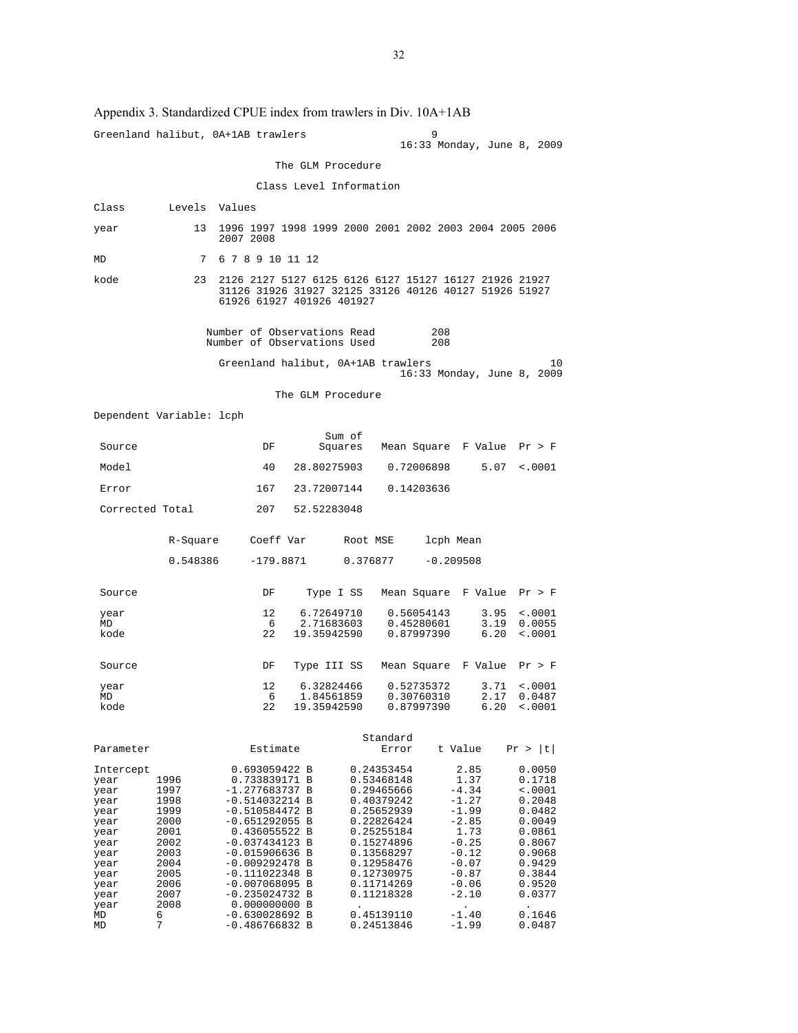Appendix 3. Standardized CPUE index from trawlers in Div. 10A+1AB

```
Greenland halibut, 0A+1AB trawlers                          9
                                               16:33 Monday, June 8, 2009

                             The GLM Procedure

                          Class Level Information

Class       Levels  Values

year            13  1996 1997 1998 1999 2000 2001 2002 2003 2004 2005 2006
                    2007 2008

MD               7  6 7 8 9 10 11 12

kode            23  2126 2127 5127 6125 6126 6127 15127 16127 21926 21927
                    31126 31926 31927 32125 33126 40126 40127 51926 51927
                    61926 61927 401926 401927


                   Number of Observations Read         208
                   Number of Observations Used         208

                     Greenland halibut, 0A+1AB trawlers                     10
                                               16:33 Monday, June 8, 2009

                             The GLM Procedure

Dependent Variable: lcph

                                        Sum of
 Source                      DF        Squares   Mean Square  F Value  Pr > F

 Model                       40    28.80275903    0.72006898     5.07  <.0001

 Error                      167    23.72007144    0.14203636

 Corrected Total            207    52.52283048


            R-Square     Coeff Var      Root MSE     lcph Mean

            0.548386     -179.8871      0.376877     -0.209508


 Source                      DF      Type I SS   Mean Square  F Value  Pr > F

 year                        12     6.72649710    0.56054143     3.95  <.0001
 MD                           6     2.71683603    0.45280601     3.19  0.0055
 kode                        22    19.35942590    0.87997390     6.20  <.0001


 Source                      DF    Type III SS   Mean Square  F Value  Pr > F

 year                        12     6.32824466    0.52735372     3.71  <.0001
 MD                           6     1.84561859    0.30760310     2.17  0.0487
 kode                        22    19.35942590    0.87997390     6.20  <.0001


                                                 Standard
Parameter                Estimate                   Error    t Value    Pr > |t|

Intercept            0.693059422 B      0.24353454       2.85      0.0050
year      1996       0.733839171 B      0.53468148       1.37      0.1718
year      1997      -1.277683737 B      0.29465666      -4.34      <.0001
year      1998      -0.514032214 B      0.40379242      -1.27      0.2048
year      1999      -0.510584472 B      0.25652939      -1.99      0.0482
year      2000      -0.651292055 B      0.22826424      -2.85      0.0049
year      2001       0.436055522 B      0.25255184       1.73      0.0861
year      2002      -0.037434123 B      0.15274896      -0.25      0.8067
year      2003      -0.015906636 B      0.13568297      -0.12      0.9068
year      2004      -0.009292478 B      0.12958476      -0.07      0.9429
year      2005      -0.111022348 B      0.12730975      -0.87      0.3844
year      2006      -0.007068095 B      0.11714269      -0.06      0.9520
year      2007      -0.235024732 B      0.11218328      -2.10      0.0377
year      2008       0.000000000 B       .                .         .
MD        6         -0.630028692 B      0.45139110      -1.40      0.1646
MD        7         -0.486766832 B      0.24513846      -1.99      0.0487
```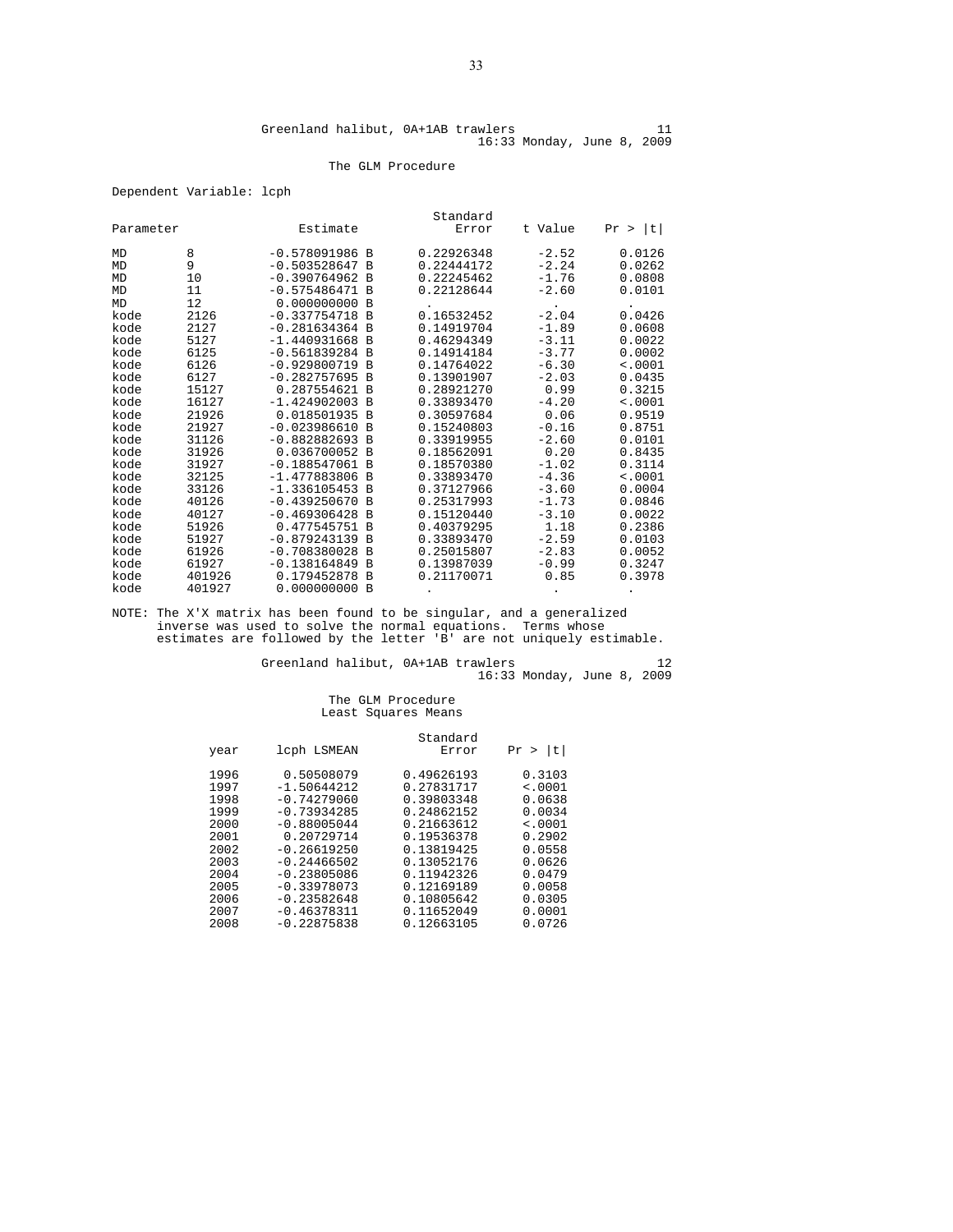Greenland halibut, 0A+1AB trawlers 11
16:33 Monday, June 8, 2009

The GLM Procedure

Dependent Variable: lcph

| Parameter | | Estimate | | Standard Error | t Value | Pr > \|t\| |
|---|---|---|---|---|---|---|
| MD | 8 | -0.578091986 | B | 0.22926348 | -2.52 | 0.0126 |
| MD | 9 | -0.503528647 | B | 0.22444172 | -2.24 | 0.0262 |
| MD | 10 | -0.390764962 | B | 0.22245462 | -1.76 | 0.0808 |
| MD | 11 | -0.575486471 | B | 0.22128644 | -2.60 | 0.0101 |
| MD | 12 | 0.000000000 | B | . | . | . |
| kode | 2126 | -0.337754718 | B | 0.16532452 | -2.04 | 0.0426 |
| kode | 2127 | -0.281634364 | B | 0.14919704 | -1.89 | 0.0608 |
| kode | 5127 | -1.440931668 | B | 0.46294349 | -3.11 | 0.0022 |
| kode | 6125 | -0.561839284 | B | 0.14914184 | -3.77 | 0.0002 |
| kode | 6126 | -0.929800719 | B | 0.14764022 | -6.30 | <.0001 |
| kode | 6127 | -0.282757695 | B | 0.13901907 | -2.03 | 0.0435 |
| kode | 15127 | 0.287554621 | B | 0.28921270 | 0.99 | 0.3215 |
| kode | 16127 | -1.424902003 | B | 0.33893470 | -4.20 | <.0001 |
| kode | 21926 | 0.018501935 | B | 0.30597684 | 0.06 | 0.9519 |
| kode | 21927 | -0.023986610 | B | 0.15240803 | -0.16 | 0.8751 |
| kode | 31126 | -0.882882693 | B | 0.33919955 | -2.60 | 0.0101 |
| kode | 31926 | 0.036700052 | B | 0.18562091 | 0.20 | 0.8435 |
| kode | 31927 | -0.188547061 | B | 0.18570380 | -1.02 | 0.3114 |
| kode | 32125 | -1.477883806 | B | 0.33893470 | -4.36 | <.0001 |
| kode | 33126 | -1.336105453 | B | 0.37127966 | -3.60 | 0.0004 |
| kode | 40126 | -0.439250670 | B | 0.25317993 | -1.73 | 0.0846 |
| kode | 40127 | -0.469306428 | B | 0.15120440 | -3.10 | 0.0022 |
| kode | 51926 | 0.477545751 | B | 0.40379295 | 1.18 | 0.2386 |
| kode | 51927 | -0.879243139 | B | 0.33893470 | -2.59 | 0.0103 |
| kode | 61926 | -0.708380028 | B | 0.25015807 | -2.83 | 0.0052 |
| kode | 61927 | -0.138164849 | B | 0.13987039 | -0.99 | 0.3247 |
| kode | 401926 | 0.179452878 | B | 0.21170071 | 0.85 | 0.3978 |
| kode | 401927 | 0.000000000 | B | . | . | . |

NOTE: The X'X matrix has been found to be singular, and a generalized inverse was used to solve the normal equations. Terms whose estimates are followed by the letter 'B' are not uniquely estimable.

Greenland halibut, 0A+1AB trawlers 12
16:33 Monday, June 8, 2009

The GLM Procedure
Least Squares Means

| year | lcph LSMEAN | Standard Error | Pr > \|t\| |
|---|---|---|---|
| 1996 | 0.50508079 | 0.49626193 | 0.3103 |
| 1997 | -1.50644212 | 0.27831717 | <.0001 |
| 1998 | -0.74279060 | 0.39803348 | 0.0638 |
| 1999 | -0.73934285 | 0.24862152 | 0.0034 |
| 2000 | -0.88005044 | 0.21663612 | <.0001 |
| 2001 | 0.20729714 | 0.19536378 | 0.2902 |
| 2002 | -0.26619250 | 0.13819425 | 0.0558 |
| 2003 | -0.24466502 | 0.13052176 | 0.0626 |
| 2004 | -0.23805086 | 0.11942326 | 0.0479 |
| 2005 | -0.33978073 | 0.12169189 | 0.0058 |
| 2006 | -0.23582648 | 0.10805642 | 0.0305 |
| 2007 | -0.46378311 | 0.11652049 | 0.0001 |
| 2008 | -0.22875838 | 0.12663105 | 0.0726 |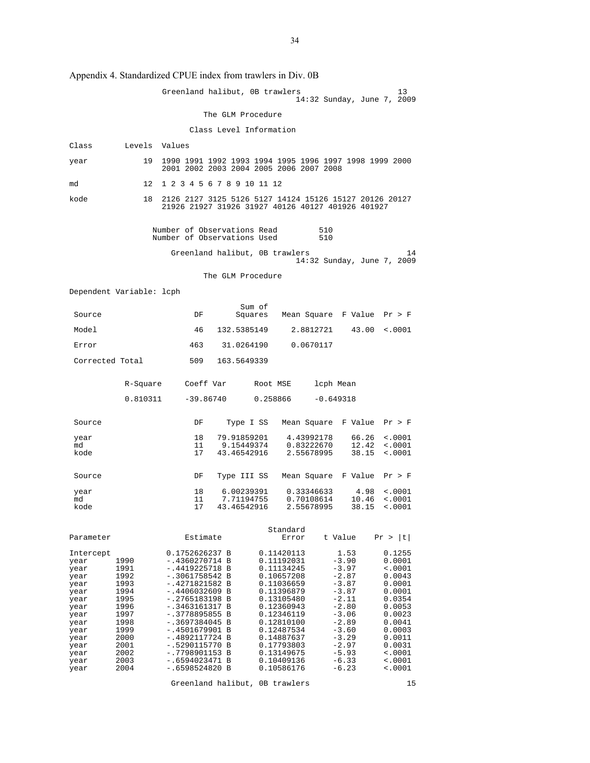Appendix 4. Standardized CPUE index from trawlers in Div. 0B

```
                    Greenland halibut, 0B trawlers                         13
                                             14:32 Sunday, June 7, 2009

                              The GLM Procedure

                           Class Level Information

Class       Levels  Values

year            19  1990 1991 1992 1993 1994 1995 1996 1997 1998 1999 2000
                    2001 2002 2003 2004 2005 2006 2007 2008

md              12  1 2 3 4 5 6 7 8 9 10 11 12

kode            18  2126 2127 3125 5126 5127 14124 15126 15127 20126 20127
                    21926 21927 31926 31927 40126 40127 401926 401927


                  Number of Observations Read         510
                  Number of Observations Used         510

                      Greenland halibut, 0B trawlers                       14
                                             14:32 Sunday, June 7, 2009

                              The GLM Procedure

Dependent Variable: lcph

                                        Sum of
 Source                      DF        Squares    Mean Square  F Value  Pr > F

 Model                       46    132.5385149      2.8812721    43.00  <.0001

 Error                      463     31.0264190      0.0670117

 Corrected Total            509    163.5649339


            R-Square     Coeff Var      Root MSE     lcph Mean

            0.810311     -39.86740      0.258866     -0.649318


 Source                      DF      Type I SS    Mean Square  F Value  Pr > F

 year                        18    79.91859201     4.43992178    66.26  <.0001
 md                          11     9.15449374     0.83222670    12.42  <.0001
 kode                        17    43.46542916     2.55678995    38.15  <.0001


 Source                      DF    Type III SS    Mean Square  F Value  Pr > F

 year                        18     6.00239391     0.33346633     4.98  <.0001
 md                          11     7.71194755     0.70108614    10.46  <.0001
 kode                        17    43.46542916     2.55678995    38.15  <.0001


                                                  Standard
Parameter                 Estimate                   Error    t Value    Pr > |t|

Intercept          0.1752626237 B      0.11420113       1.53      0.1255
year      1990     -.4360270714 B      0.11192031      -3.90      0.0001
year      1991     -.4419225718 B      0.11134245      -3.97      <.0001
year      1992     -.3061758542 B      0.10657208      -2.87      0.0043
year      1993     -.4271821582 B      0.11036659      -3.87      0.0001
year      1994     -.4406032609 B      0.11396879      -3.87      0.0001
year      1995     -.2765183198 B      0.13105480      -2.11      0.0354
year      1996     -.3463161317 B      0.12360943      -2.80      0.0053
year      1997     -.3778895855 B      0.12346119      -3.06      0.0023
year      1998     -.3697384045 B      0.12810100      -2.89      0.0041
year      1999     -.4501679901 B      0.12487534      -3.60      0.0003
year      2000     -.4892117724 B      0.14887637      -3.29      0.0011
year      2001     -.5290115770 B      0.17793803      -2.97      0.0031
year      2002     -.7798901153 B      0.13149675      -5.93      <.0001
year      2003     -.6594023471 B      0.10409136      -6.33      <.0001
year      2004     -.6598524820 B      0.10586176      -6.23      <.0001

                      Greenland halibut, 0B trawlers                       15
```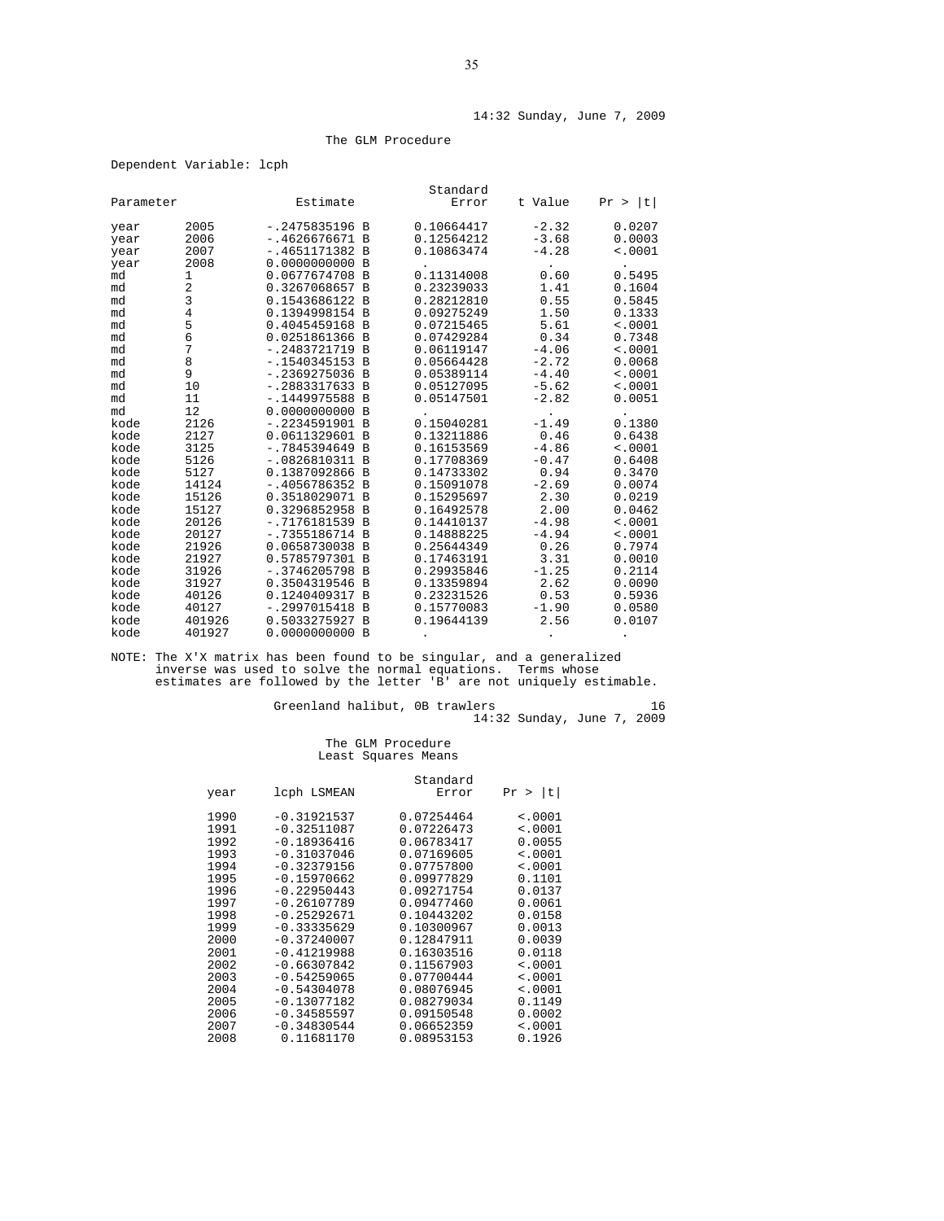The GLM Procedure

Dependent Variable: lcph

| Parameter | | Estimate | | Standard Error | t Value | Pr > \|t\| |
|---|---|---|---|---|---|---|
| year | 2005 | -.2475835196 | B | 0.10664417 | -2.32 | 0.0207 |
| year | 2006 | -.4626676671 | B | 0.12564212 | -3.68 | 0.0003 |
| year | 2007 | -.4651171382 | B | 0.10863474 | -4.28 | <.0001 |
| year | 2008 | 0.0000000000 | B | . | . | . |
| md | 1 | 0.0677674708 | B | 0.11314008 | 0.60 | 0.5495 |
| md | 2 | 0.3267068657 | B | 0.23239033 | 1.41 | 0.1604 |
| md | 3 | 0.1543686122 | B | 0.28212810 | 0.55 | 0.5845 |
| md | 4 | 0.1394998154 | B | 0.09275249 | 1.50 | 0.1333 |
| md | 5 | 0.4045459168 | B | 0.07215465 | 5.61 | <.0001 |
| md | 6 | 0.0251861366 | B | 0.07429284 | 0.34 | 0.7348 |
| md | 7 | -.2483721719 | B | 0.06119147 | -4.06 | <.0001 |
| md | 8 | -.1540345153 | B | 0.05664428 | -2.72 | 0.0068 |
| md | 9 | -.2369275036 | B | 0.05389114 | -4.40 | <.0001 |
| md | 10 | -.2883317633 | B | 0.05127095 | -5.62 | <.0001 |
| md | 11 | -.1449975588 | B | 0.05147501 | -2.82 | 0.0051 |
| md | 12 | 0.0000000000 | B | . | . | . |
| kode | 2126 | -.2234591901 | B | 0.15040281 | -1.49 | 0.1380 |
| kode | 2127 | 0.0611329601 | B | 0.13211886 | 0.46 | 0.6438 |
| kode | 3125 | -.7845394649 | B | 0.16153569 | -4.86 | <.0001 |
| kode | 5126 | -.0826810311 | B | 0.17708369 | -0.47 | 0.6408 |
| kode | 5127 | 0.1387092866 | B | 0.14733302 | 0.94 | 0.3470 |
| kode | 14124 | -.4056786352 | B | 0.15091078 | -2.69 | 0.0074 |
| kode | 15126 | 0.3518029071 | B | 0.15295697 | 2.30 | 0.0219 |
| kode | 15127 | 0.3296852958 | B | 0.16492578 | 2.00 | 0.0462 |
| kode | 20126 | -.7176181539 | B | 0.14410137 | -4.98 | <.0001 |
| kode | 20127 | -.7355186714 | B | 0.14888225 | -4.94 | <.0001 |
| kode | 21926 | 0.0658730038 | B | 0.25644349 | 0.26 | 0.7974 |
| kode | 21927 | 0.5785797301 | B | 0.17463191 | 3.31 | 0.0010 |
| kode | 31926 | -.3746205798 | B | 0.29935846 | -1.25 | 0.2114 |
| kode | 31927 | 0.3504319546 | B | 0.13359894 | 2.62 | 0.0090 |
| kode | 40126 | 0.1240409317 | B | 0.23231526 | 0.53 | 0.5936 |
| kode | 40127 | -.2997015418 | B | 0.15770083 | -1.90 | 0.0580 |
| kode | 401926 | 0.5033275927 | B | 0.19644139 | 2.56 | 0.0107 |
| kode | 401927 | 0.0000000000 | B | . | . | . |

NOTE: The X'X matrix has been found to be singular, and a generalized inverse was used to solve the normal equations. Terms whose estimates are followed by the letter 'B' are not uniquely estimable.

Greenland halibut, 0B trawlers

The GLM Procedure
Least Squares Means

| year | lcph LSMEAN | Standard Error | Pr > \|t\| |
|---|---|---|---|
| 1990 | -0.31921537 | 0.07254464 | <.0001 |
| 1991 | -0.32511087 | 0.07226473 | <.0001 |
| 1992 | -0.18936416 | 0.06783417 | 0.0055 |
| 1993 | -0.31037046 | 0.07169605 | <.0001 |
| 1994 | -0.32379156 | 0.07757800 | <.0001 |
| 1995 | -0.15970662 | 0.09977829 | 0.1101 |
| 1996 | -0.22950443 | 0.09271754 | 0.0137 |
| 1997 | -0.26107789 | 0.09477460 | 0.0061 |
| 1998 | -0.25292671 | 0.10443202 | 0.0158 |
| 1999 | -0.33335629 | 0.10300967 | 0.0013 |
| 2000 | -0.37240007 | 0.12847911 | 0.0039 |
| 2001 | -0.41219988 | 0.16303516 | 0.0118 |
| 2002 | -0.66307842 | 0.11567903 | <.0001 |
| 2003 | -0.54259065 | 0.07700444 | <.0001 |
| 2004 | -0.54304078 | 0.08076945 | <.0001 |
| 2005 | -0.13077182 | 0.08279034 | 0.1149 |
| 2006 | -0.34585597 | 0.09150548 | 0.0002 |
| 2007 | -0.34830544 | 0.06652359 | <.0001 |
| 2008 | 0.11681170 | 0.08953153 | 0.1926 |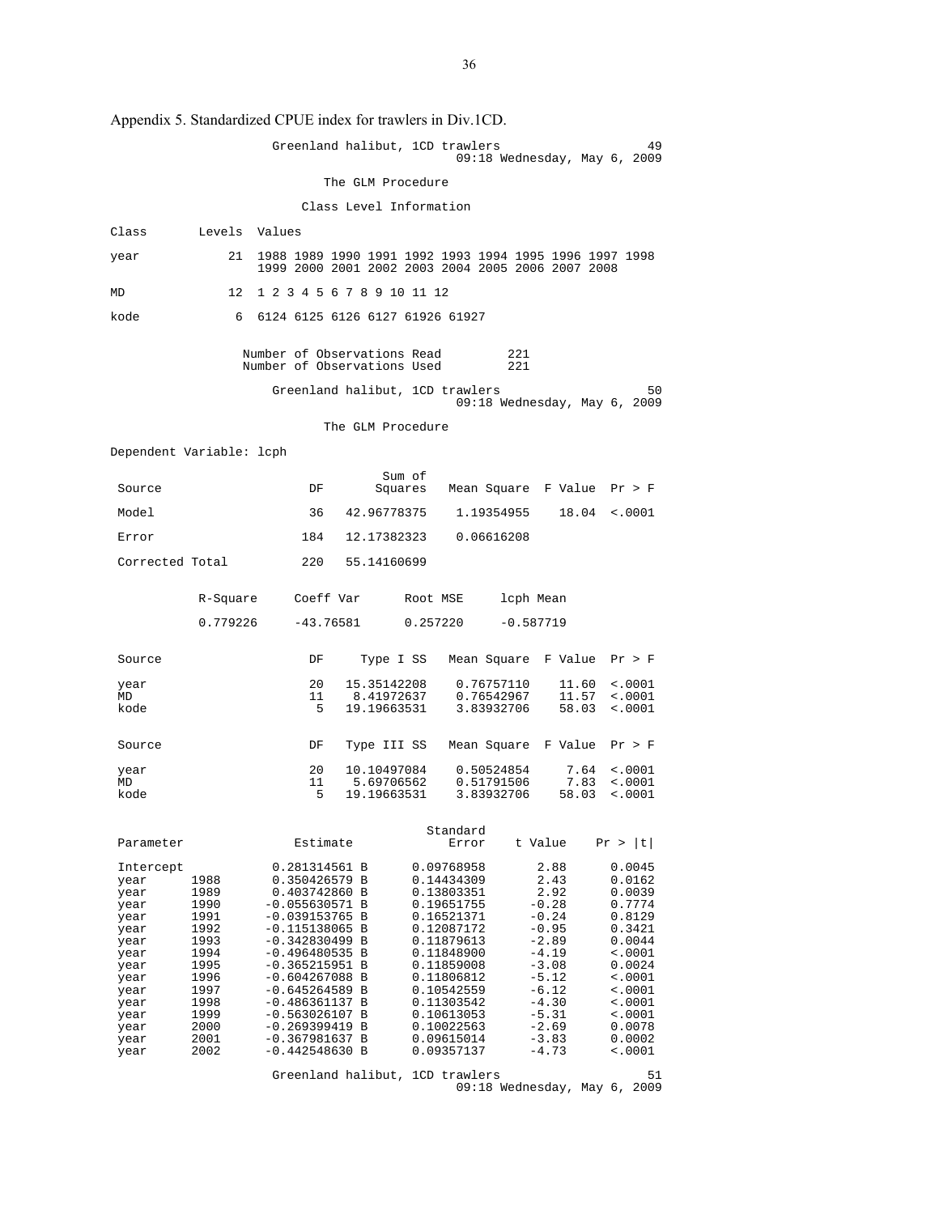Appendix 5. Standardized CPUE index for trawlers in Div.1CD.

```
                     Greenland halibut, 1CD trawlers                          49
                                                09:18 Wednesday, May 6, 2009

                            The GLM Procedure

                         Class Level Information

Class       Levels  Values

year            21  1988 1989 1990 1991 1992 1993 1994 1995 1996 1997 1998
                    1999 2000 2001 2002 2003 2004 2005 2006 2007 2008

MD              12  1 2 3 4 5 6 7 8 9 10 11 12

kode             6  6124 6125 6126 6127 61926 61927


                 Number of Observations Read         221
                 Number of Observations Used         221

                     Greenland halibut, 1CD trawlers                          50
                                                09:18 Wednesday, May 6, 2009

                            The GLM Procedure

Dependent Variable: lcph

                                        Sum of
 Source                      DF        Squares    Mean Square   F Value   Pr > F

 Model                       36    42.96778375     1.19354955     18.04   <.0001

 Error                      184    12.17382323     0.06616208

 Corrected Total            220    55.14160699


           R-Square     Coeff Var      Root MSE     lcph Mean

           0.779226     -43.76581      0.257220     -0.587719


 Source                      DF      Type I SS    Mean Square   F Value   Pr > F

 year                        20    15.35142208     0.76757110     11.60   <.0001
 MD                          11     8.41972637     0.76542967     11.57   <.0001
 kode                         5    19.19663531     3.83932706     58.03   <.0001


 Source                      DF    Type III SS    Mean Square   F Value   Pr > F

 year                        20    10.10497084     0.50524854      7.64   <.0001
 MD                          11     5.69706562     0.51791506      7.83   <.0001
 kode                         5    19.19663531     3.83932706     58.03   <.0001


                                                  Standard
 Parameter                  Estimate                 Error    t Value    Pr > |t|

 Intercept               0.281314561 B        0.09768958       2.88      0.0045
 year      1988          0.350426579 B        0.14434309       2.43      0.0162
 year      1989          0.403742860 B        0.13803351       2.92      0.0039
 year      1990         -0.055630571 B        0.19651755      -0.28      0.7774
 year      1991         -0.039153765 B        0.16521371      -0.24      0.8129
 year      1992         -0.115138065 B        0.12087172      -0.95      0.3421
 year      1993         -0.342830499 B        0.11879613      -2.89      0.0044
 year      1994         -0.496480535 B        0.11848900      -4.19      <.0001
 year      1995         -0.365215951 B        0.11859008      -3.08      0.0024
 year      1996         -0.604267088 B        0.11806812      -5.12      <.0001
 year      1997         -0.645264589 B        0.10542559      -6.12      <.0001
 year      1998         -0.486361137 B        0.11303542      -4.30      <.0001
 year      1999         -0.563026107 B        0.10613053      -5.31      <.0001
 year      2000         -0.269399419 B        0.10022563      -2.69      0.0078
 year      2001         -0.367981637 B        0.09615014      -3.83      0.0002
 year      2002         -0.442548630 B        0.09357137      -4.73      <.0001

                     Greenland halibut, 1CD trawlers                          51
                                                09:18 Wednesday, May 6, 2009
```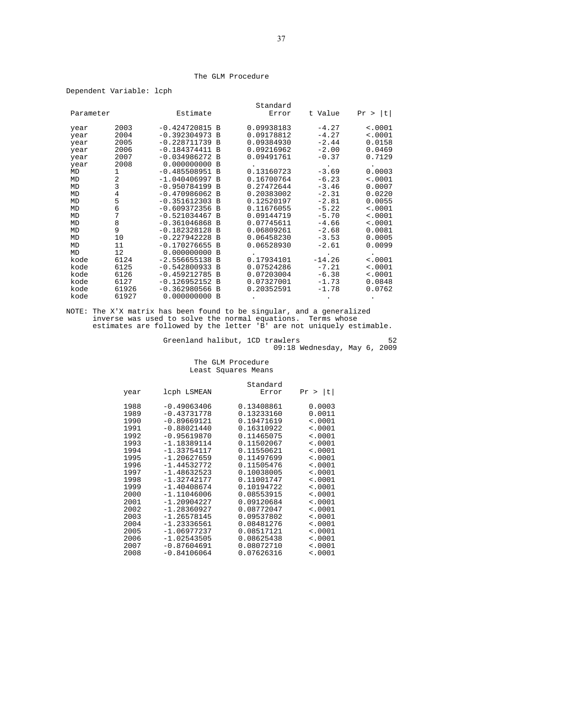The GLM Procedure

Dependent Variable: lcph

| Parameter | | Estimate | | Standard Error | t Value | Pr > \|t\| |
|---|---|---|---|---|---|---|
| year | 2003 | -0.424720815 | B | 0.09938183 | -4.27 | <.0001 |
| year | 2004 | -0.392304973 | B | 0.09178812 | -4.27 | <.0001 |
| year | 2005 | -0.228711739 | B | 0.09384930 | -2.44 | 0.0158 |
| year | 2006 | -0.184374411 | B | 0.09216962 | -2.00 | 0.0469 |
| year | 2007 | -0.034986272 | B | 0.09491761 | -0.37 | 0.7129 |
| year | 2008 | 0.000000000 | B | . | . | . |
| MD | 1 | -0.485508951 | B | 0.13160723 | -3.69 | 0.0003 |
| MD | 2 | -1.040406997 | B | 0.16700764 | -6.23 | <.0001 |
| MD | 3 | -0.950784199 | B | 0.27472644 | -3.46 | 0.0007 |
| MD | 4 | -0.470986062 | B | 0.20383002 | -2.31 | 0.0220 |
| MD | 5 | -0.351612303 | B | 0.12520197 | -2.81 | 0.0055 |
| MD | 6 | -0.609372356 | B | 0.11676055 | -5.22 | <.0001 |
| MD | 7 | -0.521034467 | B | 0.09144719 | -5.70 | <.0001 |
| MD | 8 | -0.361046868 | B | 0.07745611 | -4.66 | <.0001 |
| MD | 9 | -0.182328128 | B | 0.06809261 | -2.68 | 0.0081 |
| MD | 10 | -0.227942228 | B | 0.06458230 | -3.53 | 0.0005 |
| MD | 11 | -0.170276655 | B | 0.06528930 | -2.61 | 0.0099 |
| MD | 12 | 0.000000000 | B | . | . | . |
| kode | 6124 | -2.556655138 | B | 0.17934101 | -14.26 | <.0001 |
| kode | 6125 | -0.542800933 | B | 0.07524286 | -7.21 | <.0001 |
| kode | 6126 | -0.459212785 | B | 0.07203004 | -6.38 | <.0001 |
| kode | 6127 | -0.126952152 | B | 0.07327001 | -1.73 | 0.0848 |
| kode | 61926 | -0.362980566 | B | 0.20352591 | -1.78 | 0.0762 |
| kode | 61927 | 0.000000000 | B | . | . | . |

NOTE: The X'X matrix has been found to be singular, and a generalized inverse was used to solve the normal equations. Terms whose estimates are followed by the letter 'B' are not uniquely estimable.

Greenland halibut, 1CD trawlers 52
09:18 Wednesday, May 6, 2009

The GLM Procedure
Least Squares Means

| year | lcph LSMEAN | Standard Error | Pr > \|t\| |
|---|---|---|---|
| 1988 | -0.49063406 | 0.13408861 | 0.0003 |
| 1989 | -0.43731778 | 0.13233160 | 0.0011 |
| 1990 | -0.89669121 | 0.19471619 | <.0001 |
| 1991 | -0.88021440 | 0.16310922 | <.0001 |
| 1992 | -0.95619870 | 0.11465075 | <.0001 |
| 1993 | -1.18389114 | 0.11502067 | <.0001 |
| 1994 | -1.33754117 | 0.11550621 | <.0001 |
| 1995 | -1.20627659 | 0.11497699 | <.0001 |
| 1996 | -1.44532772 | 0.11505476 | <.0001 |
| 1997 | -1.48632523 | 0.10038005 | <.0001 |
| 1998 | -1.32742177 | 0.11001747 | <.0001 |
| 1999 | -1.40408674 | 0.10194722 | <.0001 |
| 2000 | -1.11046006 | 0.08553915 | <.0001 |
| 2001 | -1.20904227 | 0.09120684 | <.0001 |
| 2002 | -1.28360927 | 0.08772047 | <.0001 |
| 2003 | -1.26578145 | 0.09537802 | <.0001 |
| 2004 | -1.23336561 | 0.08481276 | <.0001 |
| 2005 | -1.06977237 | 0.08517121 | <.0001 |
| 2006 | -1.02543505 | 0.08625438 | <.0001 |
| 2007 | -0.87604691 | 0.08072710 | <.0001 |
| 2008 | -0.84106064 | 0.07626316 | <.0001 |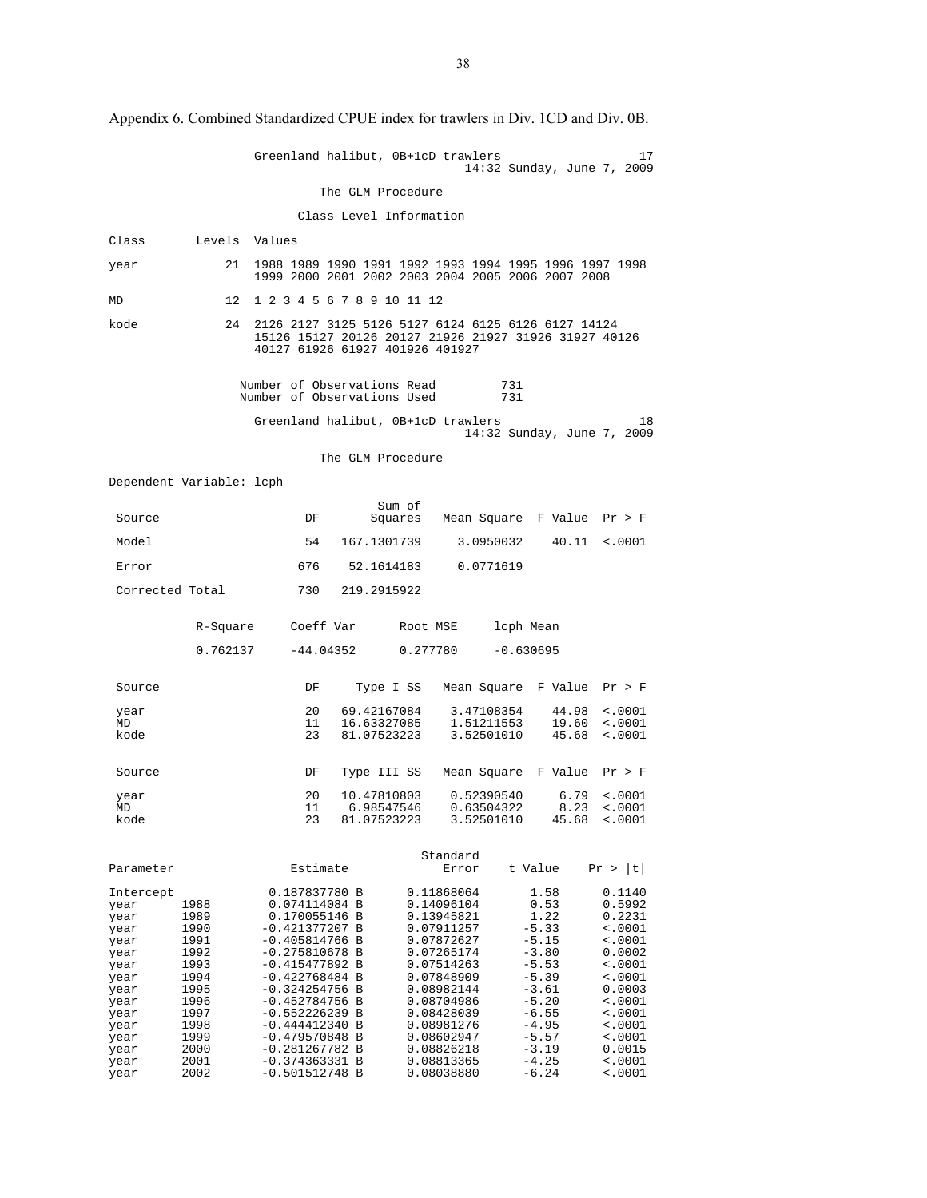Appendix 6. Combined Standardized CPUE index for trawlers in Div. 1CD and Div. 0B.

```
                    Greenland halibut, 0B+1cD trawlers                     17
                                             14:32 Sunday, June 7, 2009

                             The GLM Procedure

                          Class Level Information

Class       Levels  Values

year            21  1988 1989 1990 1991 1992 1993 1994 1995 1996 1997 1998
                    1999 2000 2001 2002 2003 2004 2005 2006 2007 2008

MD              12  1 2 3 4 5 6 7 8 9 10 11 12

kode            24  2126 2127 3125 5126 5127 6124 6125 6126 6127 14124
                    15126 15127 20126 20127 21926 21927 31926 31927 40126
                    40127 61926 61927 401926 401927


                  Number of Observations Read         731
                  Number of Observations Used         731

                    Greenland halibut, 0B+1cD trawlers                     18
                                             14:32 Sunday, June 7, 2009

                             The GLM Procedure

Dependent Variable: lcph

                                         Sum of
 Source                      DF         Squares    Mean Square  F Value  Pr > F

 Model                       54     167.1301739      3.0950032    40.11  <.0001

 Error                      676      52.1614183      0.0771619

 Corrected Total            730     219.2915922


            R-Square     Coeff Var      Root MSE     lcph Mean

            0.762137     -44.04352      0.277780     -0.630695


 Source                      DF       Type I SS    Mean Square  F Value  Pr > F

 year                        20     69.42167084     3.47108354    44.98  <.0001
 MD                          11     16.63327085     1.51211553    19.60  <.0001
 kode                        23     81.07523223     3.52501010    45.68  <.0001


 Source                      DF     Type III SS    Mean Square  F Value  Pr > F

 year                        20     10.47810803     0.52390540     6.79  <.0001
 MD                          11      6.98547546     0.63504322     8.23  <.0001
 kode                        23     81.07523223     3.52501010    45.68  <.0001


                                                 Standard
Parameter                 Estimate                  Error    t Value    Pr > |t|

Intercept              0.187837780 B         0.11868064       1.58      0.1140
year      1988         0.074114084 B         0.14096104       0.53      0.5992
year      1989         0.170055146 B         0.13945821       1.22      0.2231
year      1990        -0.421377207 B         0.07911257      -5.33      <.0001
year      1991        -0.405814766 B         0.07872627      -5.15      <.0001
year      1992        -0.275810678 B         0.07265174      -3.80      0.0002
year      1993        -0.415477892 B         0.07514263      -5.53      <.0001
year      1994        -0.422768484 B         0.07848909      -5.39      <.0001
year      1995        -0.324254756 B         0.08982144      -3.61      0.0003
year      1996        -0.452784756 B         0.08704986      -5.20      <.0001
year      1997        -0.552226239 B         0.08428039      -6.55      <.0001
year      1998        -0.444412340 B         0.08981276      -4.95      <.0001
year      1999        -0.479570848 B         0.08602947      -5.57      <.0001
year      2000        -0.281267782 B         0.08826218      -3.19      0.0015
year      2001        -0.374363331 B         0.08813365      -4.25      <.0001
year      2002        -0.501512748 B         0.08038880      -6.24      <.0001
```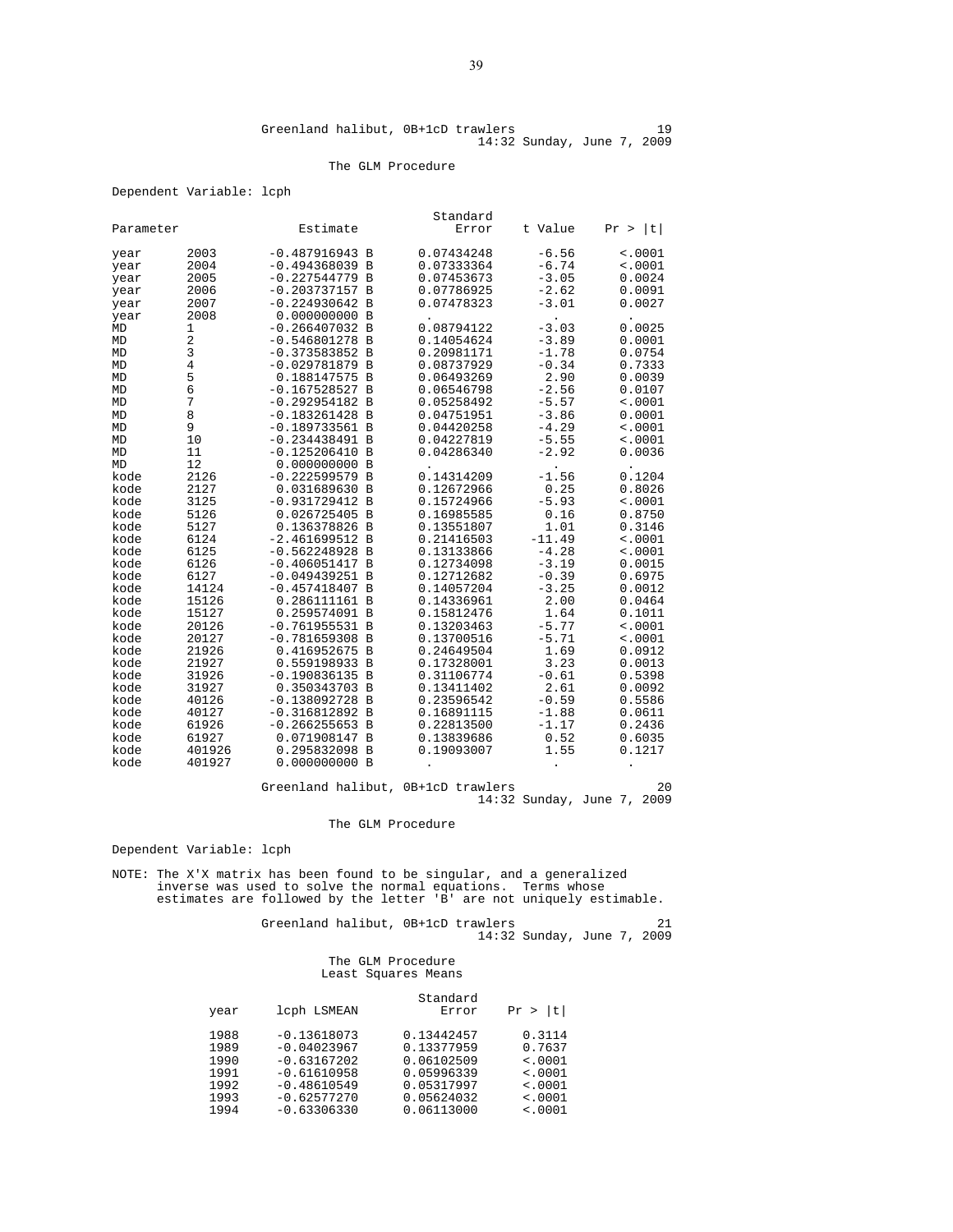Greenland halibut, 0B+1cD trawlers

14:32 Sunday, June 7, 2009

The GLM Procedure

Dependent Variable: lcph

| Parameter | | Estimate | | Standard Error | t Value | Pr > \|t\| |
|---|---|---|---|---|---|---|
| year | 2003 | -0.487916943 | B | 0.07434248 | -6.56 | <.0001 |
| year | 2004 | -0.494368039 | B | 0.07333364 | -6.74 | <.0001 |
| year | 2005 | -0.227544779 | B | 0.07453673 | -3.05 | 0.0024 |
| year | 2006 | -0.203737157 | B | 0.07786925 | -2.62 | 0.0091 |
| year | 2007 | -0.224930642 | B | 0.07478323 | -3.01 | 0.0027 |
| year | 2008 | 0.000000000 | B | . | . | . |
| MD | 1 | -0.266407032 | B | 0.08794122 | -3.03 | 0.0025 |
| MD | 2 | -0.546801278 | B | 0.14054624 | -3.89 | 0.0001 |
| MD | 3 | -0.373583852 | B | 0.20981171 | -1.78 | 0.0754 |
| MD | 4 | -0.029781879 | B | 0.08737929 | -0.34 | 0.7333 |
| MD | 5 | 0.188147575 | B | 0.06493269 | 2.90 | 0.0039 |
| MD | 6 | -0.167528527 | B | 0.06546798 | -2.56 | 0.0107 |
| MD | 7 | -0.292954182 | B | 0.05258492 | -5.57 | <.0001 |
| MD | 8 | -0.183261428 | B | 0.04751951 | -3.86 | 0.0001 |
| MD | 9 | -0.189733561 | B | 0.04420258 | -4.29 | <.0001 |
| MD | 10 | -0.234438491 | B | 0.04227819 | -5.55 | <.0001 |
| MD | 11 | -0.125206410 | B | 0.04286340 | -2.92 | 0.0036 |
| MD | 12 | 0.000000000 | B | . | . | . |
| kode | 2126 | -0.222599579 | B | 0.14314209 | -1.56 | 0.1204 |
| kode | 2127 | 0.031689630 | B | 0.12672966 | 0.25 | 0.8026 |
| kode | 3125 | -0.931729412 | B | 0.15724966 | -5.93 | <.0001 |
| kode | 5126 | 0.026725405 | B | 0.16985585 | 0.16 | 0.8750 |
| kode | 5127 | 0.136378826 | B | 0.13551807 | 1.01 | 0.3146 |
| kode | 6124 | -2.461699512 | B | 0.21416503 | -11.49 | <.0001 |
| kode | 6125 | -0.562248928 | B | 0.13133866 | -4.28 | <.0001 |
| kode | 6126 | -0.406051417 | B | 0.12734098 | -3.19 | 0.0015 |
| kode | 6127 | -0.049439251 | B | 0.12712682 | -0.39 | 0.6975 |
| kode | 14124 | -0.457418407 | B | 0.14057204 | -3.25 | 0.0012 |
| kode | 15126 | 0.286111161 | B | 0.14336961 | 2.00 | 0.0464 |
| kode | 15127 | 0.259574091 | B | 0.15812476 | 1.64 | 0.1011 |
| kode | 20126 | -0.761955531 | B | 0.13203463 | -5.77 | <.0001 |
| kode | 20127 | -0.781659308 | B | 0.13700516 | -5.71 | <.0001 |
| kode | 21926 | 0.416952675 | B | 0.24649504 | 1.69 | 0.0912 |
| kode | 21927 | 0.559198933 | B | 0.17328001 | 3.23 | 0.0013 |
| kode | 31926 | -0.190836135 | B | 0.31106774 | -0.61 | 0.5398 |
| kode | 31927 | 0.350343703 | B | 0.13411402 | 2.61 | 0.0092 |
| kode | 40126 | -0.138092728 | B | 0.23596542 | -0.59 | 0.5586 |
| kode | 40127 | -0.316812892 | B | 0.16891115 | -1.88 | 0.0611 |
| kode | 61926 | -0.266255653 | B | 0.22813500 | -1.17 | 0.2436 |
| kode | 61927 | 0.071908147 | B | 0.13839686 | 0.52 | 0.6035 |
| kode | 401926 | 0.295832098 | B | 0.19093007 | 1.55 | 0.1217 |
| kode | 401927 | 0.000000000 | B | . | . | . |

Greenland halibut, 0B+1cD trawlers

14:32 Sunday, June 7, 2009

The GLM Procedure

Dependent Variable: lcph

NOTE: The X'X matrix has been found to be singular, and a generalized inverse was used to solve the normal equations. Terms whose estimates are followed by the letter 'B' are not uniquely estimable.

Greenland halibut, 0B+1cD trawlers

14:32 Sunday, June 7, 2009

The GLM Procedure
Least Squares Means

| year | lcph LSMEAN | Standard Error | Pr > \|t\| |
|---|---|---|---|
| 1988 | -0.13618073 | 0.13442457 | 0.3114 |
| 1989 | -0.04023967 | 0.13377959 | 0.7637 |
| 1990 | -0.63167202 | 0.06102509 | <.0001 |
| 1991 | -0.61610958 | 0.05996339 | <.0001 |
| 1992 | -0.48610549 | 0.05317997 | <.0001 |
| 1993 | -0.62577270 | 0.05624032 | <.0001 |
| 1994 | -0.63306330 | 0.06113000 | <.0001 |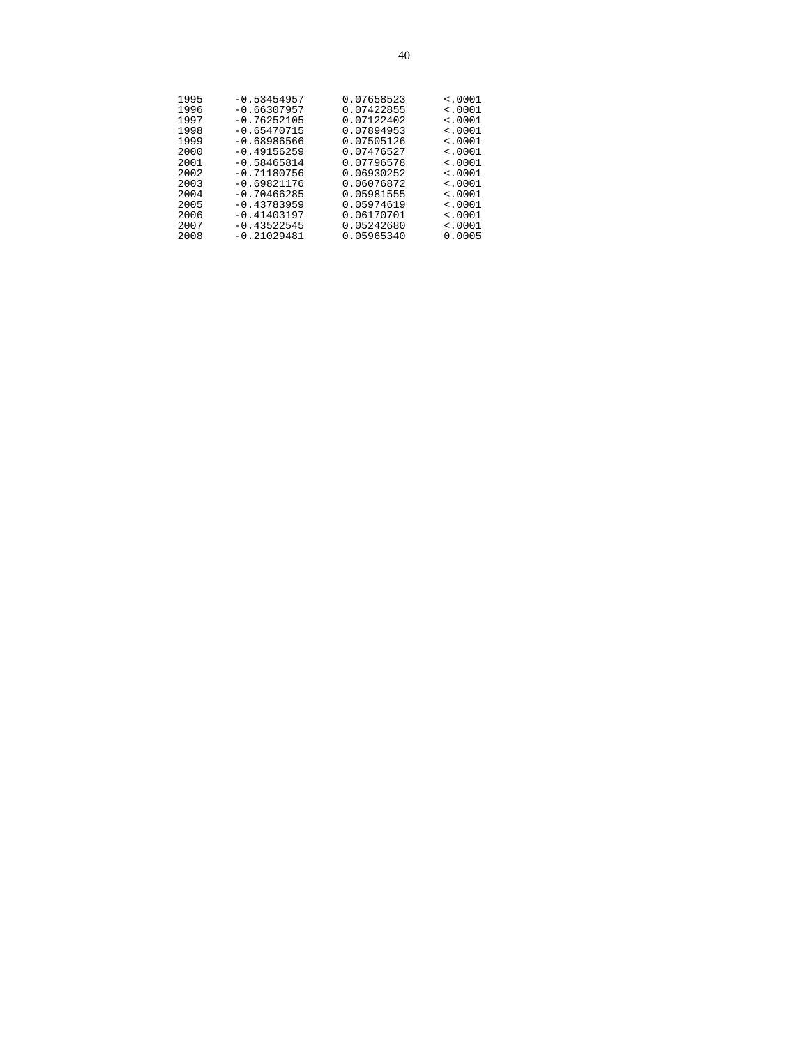| | | | |
|---|---|---|---|
| 1995 | -0.53454957 | 0.07658523 | <.0001 |
| 1996 | -0.66307957 | 0.07422855 | <.0001 |
| 1997 | -0.76252105 | 0.07122402 | <.0001 |
| 1998 | -0.65470715 | 0.07894953 | <.0001 |
| 1999 | -0.68986566 | 0.07505126 | <.0001 |
| 2000 | -0.49156259 | 0.07476527 | <.0001 |
| 2001 | -0.58465814 | 0.07796578 | <.0001 |
| 2002 | -0.71180756 | 0.06930252 | <.0001 |
| 2003 | -0.69821176 | 0.06076872 | <.0001 |
| 2004 | -0.70466285 | 0.05981555 | <.0001 |
| 2005 | -0.43783959 | 0.05974619 | <.0001 |
| 2006 | -0.41403197 | 0.06170701 | <.0001 |
| 2007 | -0.43522545 | 0.05242680 | <.0001 |
| 2008 | -0.21029481 | 0.05965340 | 0.0005 |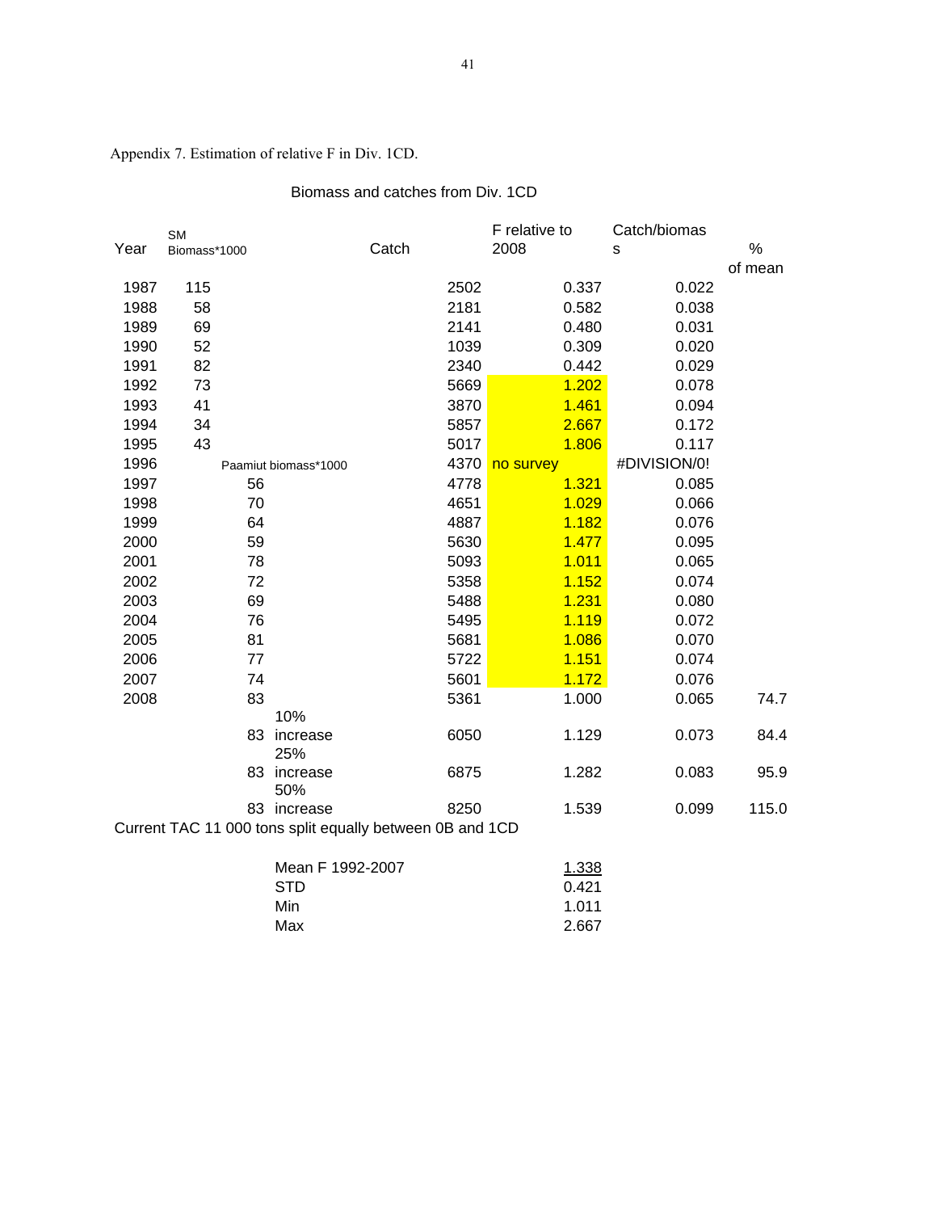Appendix 7. Estimation of relative F in Div. 1CD.

Biomass and catches from Div. 1CD

| Year | SM Biomass*1000 | Catch | F relative to 2008 | Catch/biomass | % of mean |
|---|---|---|---|---|---|
| 1987 | 115 | 2502 | 0.337 | 0.022 | |
| 1988 | 58 | 2181 | 0.582 | 0.038 | |
| 1989 | 69 | 2141 | 0.480 | 0.031 | |
| 1990 | 52 | 1039 | 0.309 | 0.020 | |
| 1991 | 82 | 2340 | 0.442 | 0.029 | |
| 1992 | 73 | 5669 | 1.202 | 0.078 | |
| 1993 | 41 | 3870 | 1.461 | 0.094 | |
| 1994 | 34 | 5857 | 2.667 | 0.172 | |
| 1995 | 43 | 5017 | 1.806 | 0.117 | |
| 1996 | Paamiut biomass*1000 | 4370 | no survey | #DIVISION/0! | |
| 1997 | 56 | 4778 | 1.321 | 0.085 | |
| 1998 | 70 | 4651 | 1.029 | 0.066 | |
| 1999 | 64 | 4887 | 1.182 | 0.076 | |
| 2000 | 59 | 5630 | 1.477 | 0.095 | |
| 2001 | 78 | 5093 | 1.011 | 0.065 | |
| 2002 | 72 | 5358 | 1.152 | 0.074 | |
| 2003 | 69 | 5488 | 1.231 | 0.080 | |
| 2004 | 76 | 5495 | 1.119 | 0.072 | |
| 2005 | 81 | 5681 | 1.086 | 0.070 | |
| 2006 | 77 | 5722 | 1.151 | 0.074 | |
| 2007 | 74 | 5601 | 1.172 | 0.076 | |
| 2008 | 83 | 5361 | 1.000 | 0.065 | 74.7 |
| | 83 10% increase | 6050 | 1.129 | 0.073 | 84.4 |
| | 83 25% increase | 6875 | 1.282 | 0.083 | 95.9 |
| | 83 50% increase | 8250 | 1.539 | 0.099 | 115.0 |

Current TAC 11 000 tons split equally between 0B and 1CD

| | |
|---|---|
| Mean F 1992-2007 | 1.338 |
| STD | 0.421 |
| Min | 1.011 |
| Max | 2.667 |